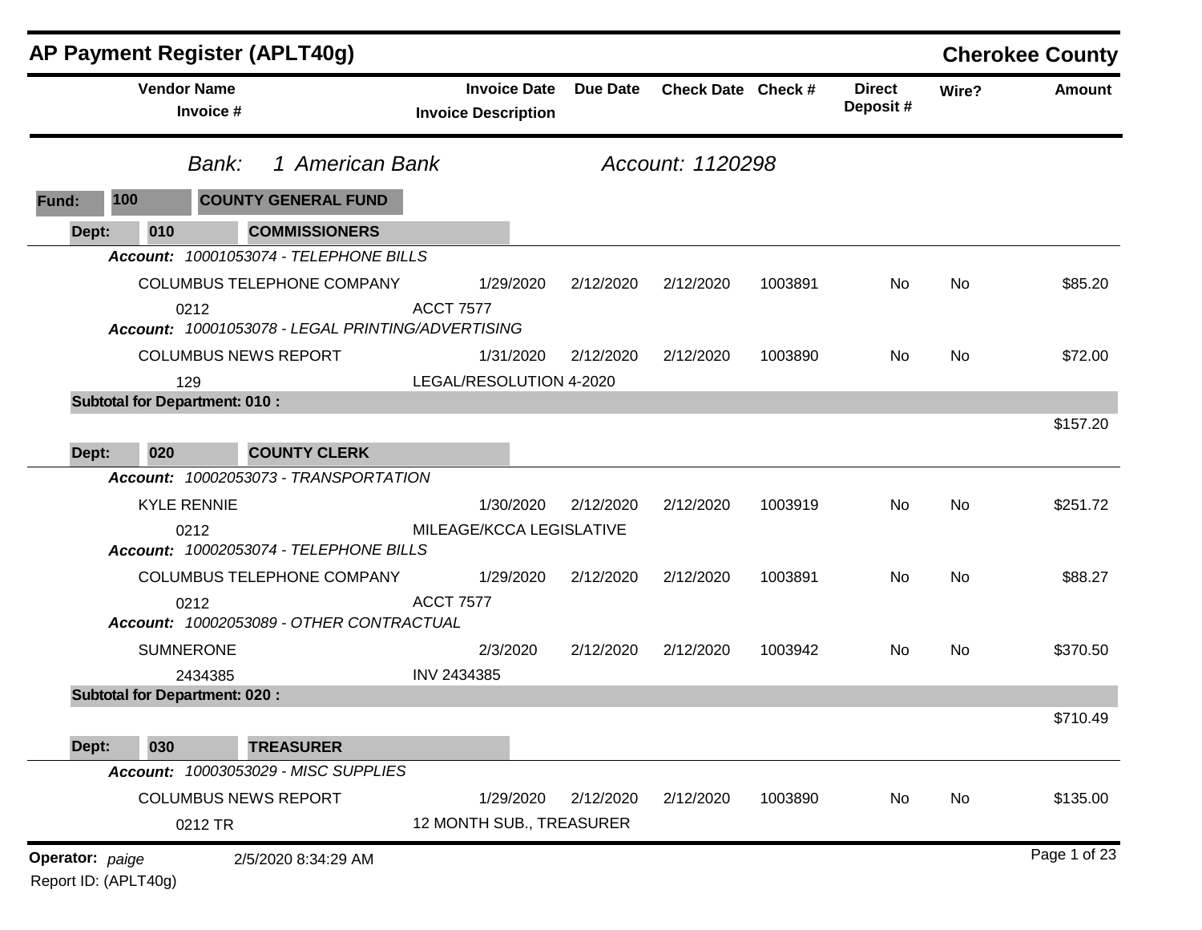# AP Payment Register (APLT40g)

## Cherokee County

*Bank:* *1 American Bank* *Account: 1120298*

**Fund: 100 COUNTY GENERAL FUND**

**Dept: 010 COMMISSIONERS**

| Vendor Name / Invoice # | Invoice Date / Invoice Description | Due Date | Check Date | Check # | Direct Deposit # | Wire? | Amount |
|---|---|---|---|---|---|---|---|
| ***Account:* 10001053074 - TELEPHONE BILLS** | | | | | | | |
| COLUMBUS TELEPHONE COMPANY | 1/29/2020 | 2/12/2020 | 2/12/2020 | 1003891 | No | No | $85.20 |
| 0212 | ACCT 7577 | | | | | | |
| ***Account:* 10001053078 - LEGAL PRINTING/ADVERTISING** | | | | | | | |
| COLUMBUS NEWS REPORT | 1/31/2020 | 2/12/2020 | 2/12/2020 | 1003890 | No | No | $72.00 |
| 129 | LEGAL/RESOLUTION 4-2020 | | | | | | |
| **Subtotal for Department: 010 :** | | | | | | | $157.20 |

**Dept: 020 COUNTY CLERK**

| Vendor Name / Invoice # | Invoice Date / Invoice Description | Due Date | Check Date | Check # | Direct Deposit # | Wire? | Amount |
|---|---|---|---|---|---|---|---|
| ***Account:* 10002053073 - TRANSPORTATION** | | | | | | | |
| KYLE RENNIE | 1/30/2020 | 2/12/2020 | 2/12/2020 | 1003919 | No | No | $251.72 |
| 0212 | MILEAGE/KCCA LEGISLATIVE | | | | | | |
| ***Account:* 10002053074 - TELEPHONE BILLS** | | | | | | | |
| COLUMBUS TELEPHONE COMPANY | 1/29/2020 | 2/12/2020 | 2/12/2020 | 1003891 | No | No | $88.27 |
| 0212 | ACCT 7577 | | | | | | |
| ***Account:* 10002053089 - OTHER CONTRACTUAL** | | | | | | | |
| SUMNERONE | 2/3/2020 | 2/12/2020 | 2/12/2020 | 1003942 | No | No | $370.50 |
| 2434385 | INV 2434385 | | | | | | |
| **Subtotal for Department: 020 :** | | | | | | | $710.49 |

**Dept: 030 TREASURER**

| Vendor Name / Invoice # | Invoice Date / Invoice Description | Due Date | Check Date | Check # | Direct Deposit # | Wire? | Amount |
|---|---|---|---|---|---|---|---|
| ***Account:* 10003053029 - MISC SUPPLIES** | | | | | | | |
| COLUMBUS NEWS REPORT | 1/29/2020 | 2/12/2020 | 2/12/2020 | 1003890 | No | No | $135.00 |
| 0212 TR | 12 MONTH SUB., TREASURER | | | | | | |

**Operator:** *paige* 2/5/2020 8:34:29 AM

Report ID: (APLT40g)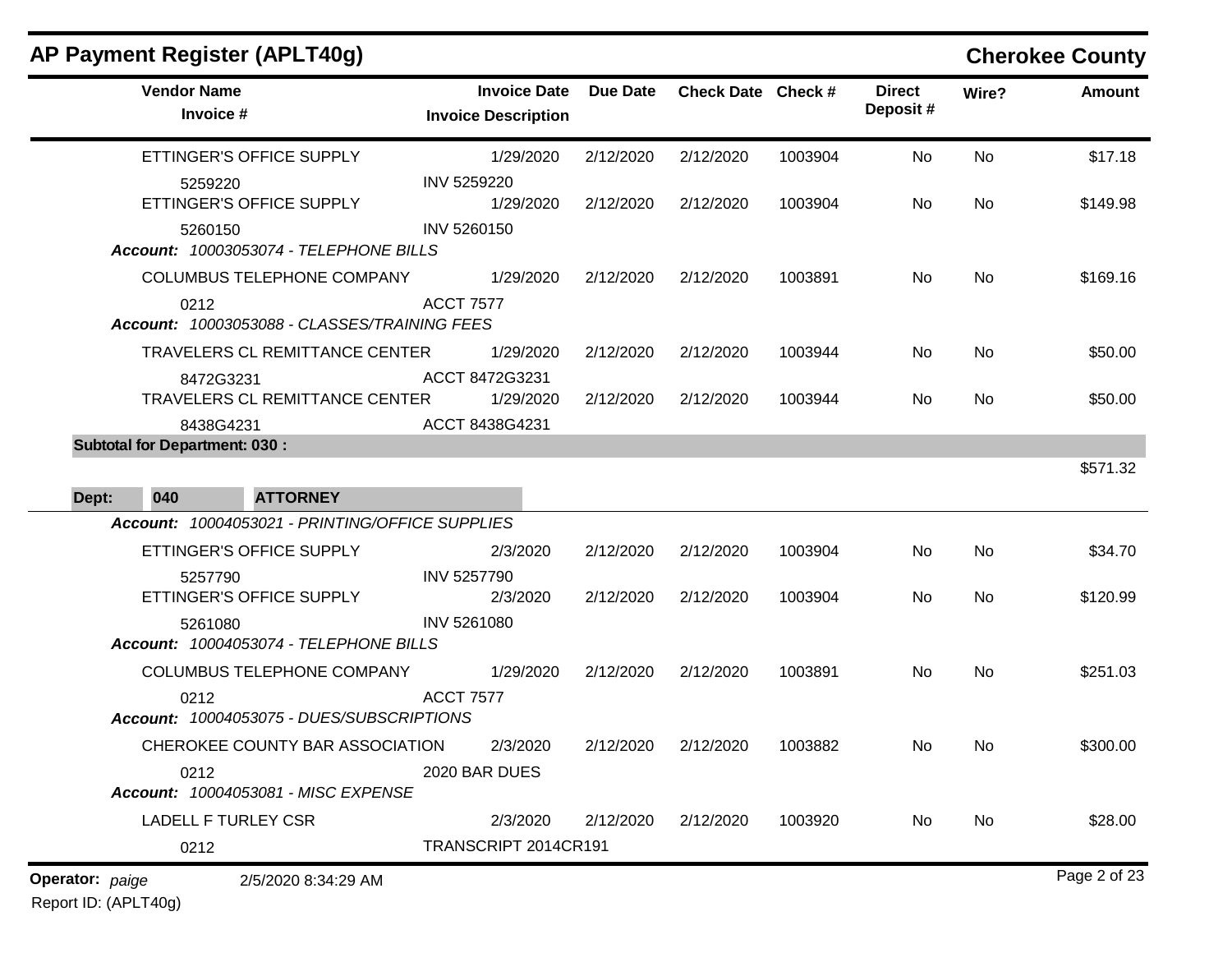## AP Payment Register (APLT40g)

**Cherokee County**

| Vendor Name / Invoice # | Invoice Date / Invoice Description | Due Date | Check Date | Check # | Direct Deposit # | Wire? | Amount |
|---|---|---|---|---|---|---|---|
| ETTINGER'S OFFICE SUPPLY | 1/29/2020 | 2/12/2020 | 2/12/2020 | 1003904 | No | No | $17.18 |
| 5259220 | INV 5259220 | | | | | | |
| ETTINGER'S OFFICE SUPPLY | 1/29/2020 | 2/12/2020 | 2/12/2020 | 1003904 | No | No | $149.98 |
| 5260150 | INV 5260150 | | | | | | |
| ***Account:** 10003053074 - TELEPHONE BILLS* | | | | | | | |
| COLUMBUS TELEPHONE COMPANY | 1/29/2020 | 2/12/2020 | 2/12/2020 | 1003891 | No | No | $169.16 |
| 0212 | ACCT 7577 | | | | | | |
| ***Account:** 10003053088 - CLASSES/TRAINING FEES* | | | | | | | |
| TRAVELERS CL REMITTANCE CENTER | 1/29/2020 | 2/12/2020 | 2/12/2020 | 1003944 | No | No | $50.00 |
| 8472G3231 | ACCT 8472G3231 | | | | | | |
| TRAVELERS CL REMITTANCE CENTER | 1/29/2020 | 2/12/2020 | 2/12/2020 | 1003944 | No | No | $50.00 |
| 8438G4231 | ACCT 8438G4231 | | | | | | |
| **Subtotal for Department: 030 :** | | | | | | | $571.32 |

**Dept: 040 ATTORNEY**

| Vendor Name / Invoice # | Invoice Date / Invoice Description | Due Date | Check Date | Check # | Direct Deposit # | Wire? | Amount |
|---|---|---|---|---|---|---|---|
| ***Account:** 10004053021 - PRINTING/OFFICE SUPPLIES* | | | | | | | |
| ETTINGER'S OFFICE SUPPLY | 2/3/2020 | 2/12/2020 | 2/12/2020 | 1003904 | No | No | $34.70 |
| 5257790 | INV 5257790 | | | | | | |
| ETTINGER'S OFFICE SUPPLY | 2/3/2020 | 2/12/2020 | 2/12/2020 | 1003904 | No | No | $120.99 |
| 5261080 | INV 5261080 | | | | | | |
| ***Account:** 10004053074 - TELEPHONE BILLS* | | | | | | | |
| COLUMBUS TELEPHONE COMPANY | 1/29/2020 | 2/12/2020 | 2/12/2020 | 1003891 | No | No | $251.03 |
| 0212 | ACCT 7577 | | | | | | |
| ***Account:** 10004053075 - DUES/SUBSCRIPTIONS* | | | | | | | |
| CHEROKEE COUNTY BAR ASSOCIATION | 2/3/2020 | 2/12/2020 | 2/12/2020 | 1003882 | No | No | $300.00 |
| 0212 | 2020 BAR DUES | | | | | | |
| ***Account:** 10004053081 - MISC EXPENSE* | | | | | | | |
| LADELL F TURLEY CSR | 2/3/2020 | 2/12/2020 | 2/12/2020 | 1003920 | No | No | $28.00 |
| 0212 | TRANSCRIPT 2014CR191 | | | | | | |

**Operator:** *paige* 2/5/2020 8:34:29 AM

Report ID: (APLT40g)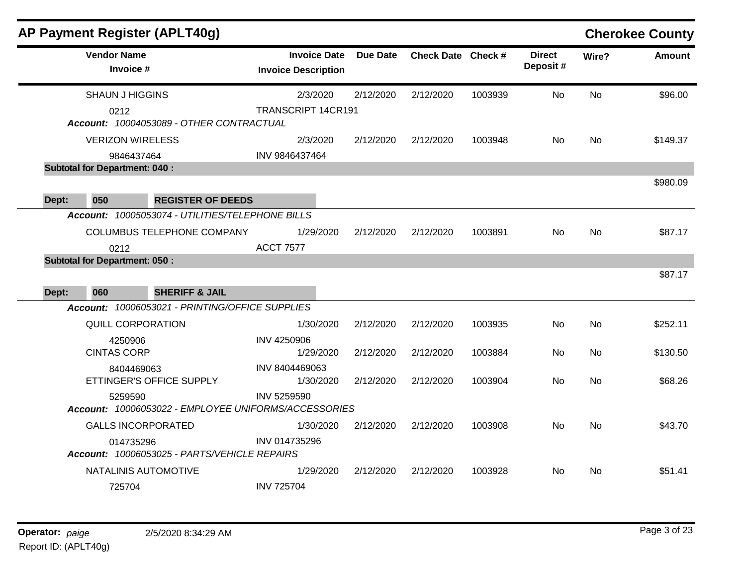## AP Payment Register (APLT40g)

**Cherokee County**

| Vendor Name / Invoice # | Invoice Date / Invoice Description | Due Date | Check Date | Check # | Direct Deposit # | Wire? | Amount |
|---|---|---|---|---|---|---|---|
| SHAUN J HIGGINS | 2/3/2020 | 2/12/2020 | 2/12/2020 | 1003939 | No | No | $96.00 |
| 0212 | TRANSCRIPT 14CR191 | | | | | | |
| *Account: 10004053089 - OTHER CONTRACTUAL* | | | | | | | |
| VERIZON WIRELESS | 2/3/2020 | 2/12/2020 | 2/12/2020 | 1003948 | No | No | $149.37 |
| 9846437464 | INV 9846437464 | | | | | | |
| **Subtotal for Department: 040 :** | | | | | | | $980.09 |
| **Dept: 050 REGISTER OF DEEDS** | | | | | | | |
| *Account: 10005053074 - UTILITIES/TELEPHONE BILLS* | | | | | | | |
| COLUMBUS TELEPHONE COMPANY | 1/29/2020 | 2/12/2020 | 2/12/2020 | 1003891 | No | No | $87.17 |
| 0212 | ACCT 7577 | | | | | | |
| **Subtotal for Department: 050 :** | | | | | | | $87.17 |
| **Dept: 060 SHERIFF & JAIL** | | | | | | | |
| *Account: 10006053021 - PRINTING/OFFICE SUPPLIES* | | | | | | | |
| QUILL CORPORATION | 1/30/2020 | 2/12/2020 | 2/12/2020 | 1003935 | No | No | $252.11 |
| 4250906 | INV 4250906 | | | | | | |
| CINTAS CORP | 1/29/2020 | 2/12/2020 | 2/12/2020 | 1003884 | No | No | $130.50 |
| 8404469063 | INV 8404469063 | | | | | | |
| ETTINGER'S OFFICE SUPPLY | 1/30/2020 | 2/12/2020 | 2/12/2020 | 1003904 | No | No | $68.26 |
| 5259590 | INV 5259590 | | | | | | |
| *Account: 10006053022 - EMPLOYEE UNIFORMS/ACCESSORIES* | | | | | | | |
| GALLS INCORPORATED | 1/30/2020 | 2/12/2020 | 2/12/2020 | 1003908 | No | No | $43.70 |
| 014735296 | INV 014735296 | | | | | | |
| *Account: 10006053025 - PARTS/VEHICLE REPAIRS* | | | | | | | |
| NATALINIS AUTOMOTIVE | 1/29/2020 | 2/12/2020 | 2/12/2020 | 1003928 | No | No | $51.41 |
| 725704 | INV 725704 | | | | | | |

**Operator:** *paige* 2/5/2020 8:34:29 AM

Report ID: (APLT40g)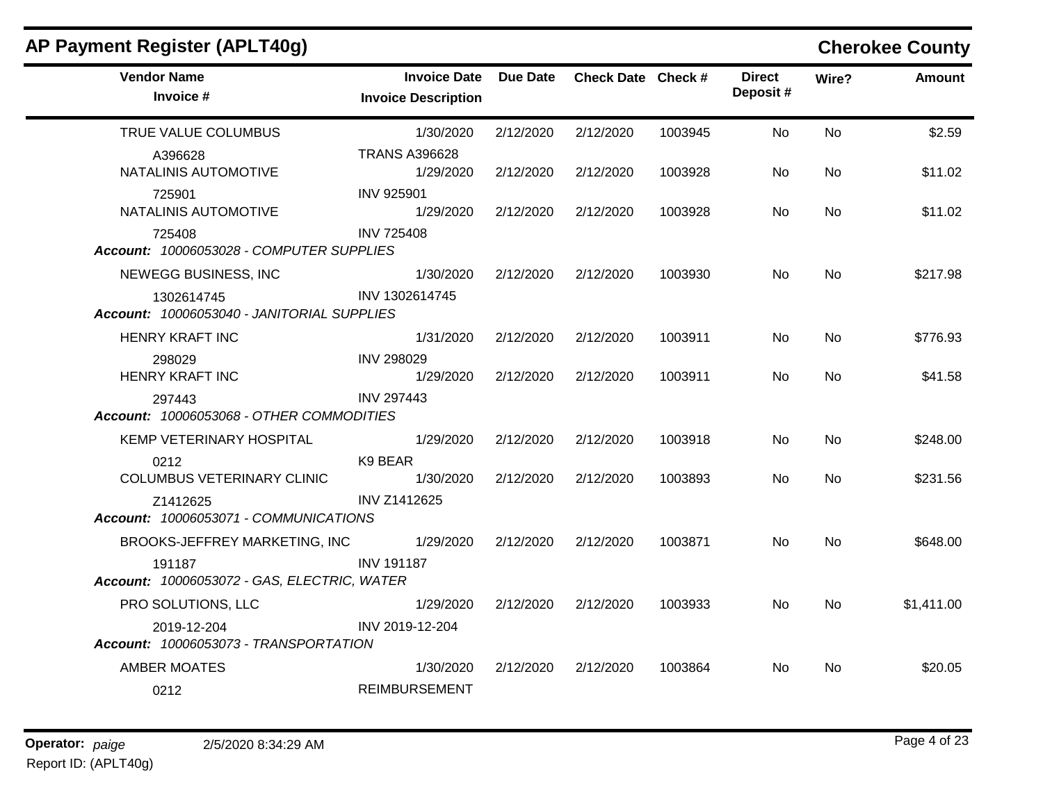## AP Payment Register (APLT40g)

**Cherokee County**

| Vendor Name / Invoice # | Invoice Date / Invoice Description | Due Date | Check Date | Check # | Direct Deposit # | Wire? | Amount |
|---|---|---|---|---|---|---|---|
| TRUE VALUE COLUMBUS | 1/30/2020 | 2/12/2020 | 2/12/2020 | 1003945 | No | No | $2.59 |
| A396628 | TRANS A396628 | | | | | | |
| NATALINIS AUTOMOTIVE | 1/29/2020 | 2/12/2020 | 2/12/2020 | 1003928 | No | No | $11.02 |
| 725901 | INV 925901 | | | | | | |
| NATALINIS AUTOMOTIVE | 1/29/2020 | 2/12/2020 | 2/12/2020 | 1003928 | No | No | $11.02 |
| 725408 | INV 725408 | | | | | | |
| ***Account:*** *10006053028 - COMPUTER SUPPLIES* | | | | | | | |
| NEWEGG BUSINESS, INC | 1/30/2020 | 2/12/2020 | 2/12/2020 | 1003930 | No | No | $217.98 |
| 1302614745 | INV 1302614745 | | | | | | |
| ***Account:*** *10006053040 - JANITORIAL SUPPLIES* | | | | | | | |
| HENRY KRAFT INC | 1/31/2020 | 2/12/2020 | 2/12/2020 | 1003911 | No | No | $776.93 |
| 298029 | INV 298029 | | | | | | |
| HENRY KRAFT INC | 1/29/2020 | 2/12/2020 | 2/12/2020 | 1003911 | No | No | $41.58 |
| 297443 | INV 297443 | | | | | | |
| ***Account:*** *10006053068 - OTHER COMMODITIES* | | | | | | | |
| KEMP VETERINARY HOSPITAL | 1/29/2020 | 2/12/2020 | 2/12/2020 | 1003918 | No | No | $248.00 |
| 0212 | K9 BEAR | | | | | | |
| COLUMBUS VETERINARY CLINIC | 1/30/2020 | 2/12/2020 | 2/12/2020 | 1003893 | No | No | $231.56 |
| Z1412625 | INV Z1412625 | | | | | | |
| ***Account:*** *10006053071 - COMMUNICATIONS* | | | | | | | |
| BROOKS-JEFFREY MARKETING, INC | 1/29/2020 | 2/12/2020 | 2/12/2020 | 1003871 | No | No | $648.00 |
| 191187 | INV 191187 | | | | | | |
| ***Account:*** *10006053072 - GAS, ELECTRIC, WATER* | | | | | | | |
| PRO SOLUTIONS, LLC | 1/29/2020 | 2/12/2020 | 2/12/2020 | 1003933 | No | No | $1,411.00 |
| 2019-12-204 | INV 2019-12-204 | | | | | | |
| ***Account:*** *10006053073 - TRANSPORTATION* | | | | | | | |
| AMBER MOATES | 1/30/2020 | 2/12/2020 | 2/12/2020 | 1003864 | No | No | $20.05 |
| 0212 | REIMBURSEMENT | | | | | | |

**Operator:** *paige* 2/5/2020 8:34:29 AM

Report ID: (APLT40g)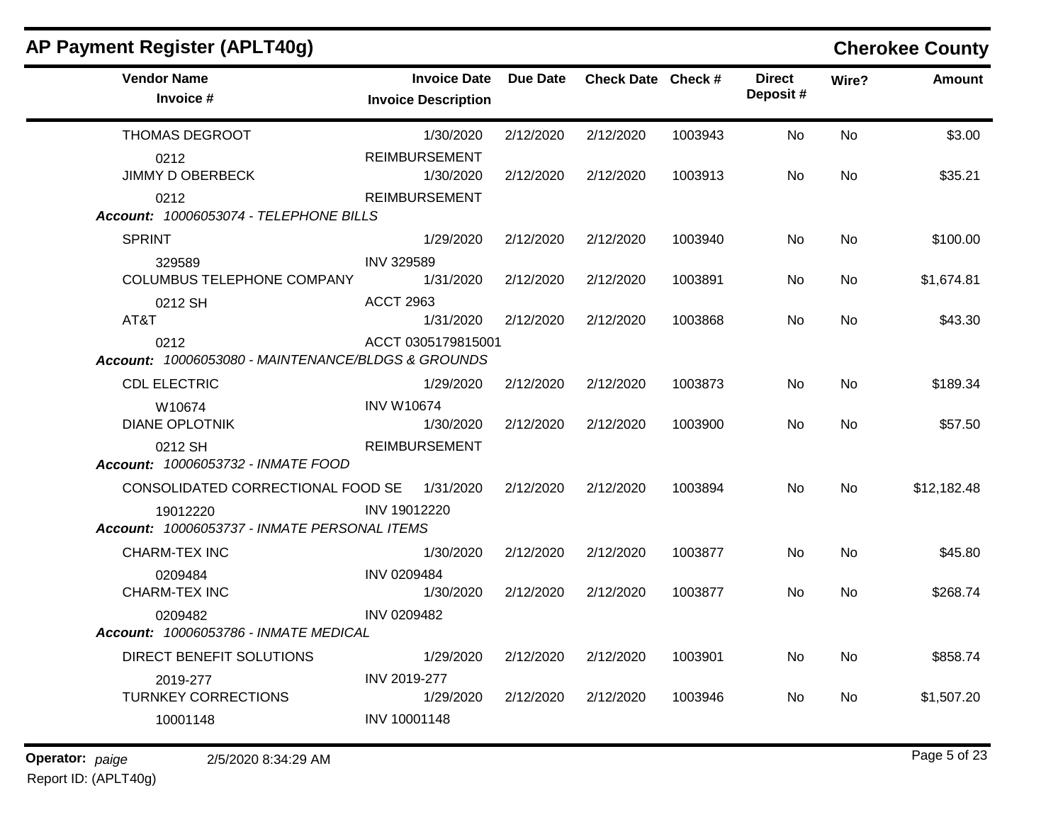## AP Payment Register (APLT40g)

**Cherokee County**

| Vendor Name / Invoice # | Invoice Date / Invoice Description | Due Date | Check Date | Check # | Direct Deposit # | Wire? | Amount |
|---|---|---|---|---|---|---|---|
| THOMAS DEGROOT | 1/30/2020 | 2/12/2020 | 2/12/2020 | 1003943 | No | No | $3.00 |
| 0212 | REIMBURSEMENT | | | | | | |
| JIMMY D OBERBECK | 1/30/2020 | 2/12/2020 | 2/12/2020 | 1003913 | No | No | $35.21 |
| 0212 | REIMBURSEMENT | | | | | | |
| ***Account:** 10006053074 - TELEPHONE BILLS* | | | | | | | |
| SPRINT | 1/29/2020 | 2/12/2020 | 2/12/2020 | 1003940 | No | No | $100.00 |
| 329589 | INV 329589 | | | | | | |
| COLUMBUS TELEPHONE COMPANY | 1/31/2020 | 2/12/2020 | 2/12/2020 | 1003891 | No | No | $1,674.81 |
| 0212 SH | ACCT 2963 | | | | | | |
| AT&T | 1/31/2020 | 2/12/2020 | 2/12/2020 | 1003868 | No | No | $43.30 |
| 0212 | ACCT 0305179815001 | | | | | | |
| ***Account:** 10006053080 - MAINTENANCE/BLDGS & GROUNDS* | | | | | | | |
| CDL ELECTRIC | 1/29/2020 | 2/12/2020 | 2/12/2020 | 1003873 | No | No | $189.34 |
| W10674 | INV W10674 | | | | | | |
| DIANE OPLOTNIK | 1/30/2020 | 2/12/2020 | 2/12/2020 | 1003900 | No | No | $57.50 |
| 0212 SH | REIMBURSEMENT | | | | | | |
| ***Account:** 10006053732 - INMATE FOOD* | | | | | | | |
| CONSOLIDATED CORRECTIONAL FOOD SE | 1/31/2020 | 2/12/2020 | 2/12/2020 | 1003894 | No | No | $12,182.48 |
| 19012220 | INV 19012220 | | | | | | |
| ***Account:** 10006053737 - INMATE PERSONAL ITEMS* | | | | | | | |
| CHARM-TEX INC | 1/30/2020 | 2/12/2020 | 2/12/2020 | 1003877 | No | No | $45.80 |
| 0209484 | INV 0209484 | | | | | | |
| CHARM-TEX INC | 1/30/2020 | 2/12/2020 | 2/12/2020 | 1003877 | No | No | $268.74 |
| 0209482 | INV 0209482 | | | | | | |
| ***Account:** 10006053786 - INMATE MEDICAL* | | | | | | | |
| DIRECT BENEFIT SOLUTIONS | 1/29/2020 | 2/12/2020 | 2/12/2020 | 1003901 | No | No | $858.74 |
| 2019-277 | INV 2019-277 | | | | | | |
| TURNKEY CORRECTIONS | 1/29/2020 | 2/12/2020 | 2/12/2020 | 1003946 | No | No | $1,507.20 |
| 10001148 | INV 10001148 | | | | | | |

**Operator:** *paige* 2/5/2020 8:34:29 AM

Report ID: (APLT40g)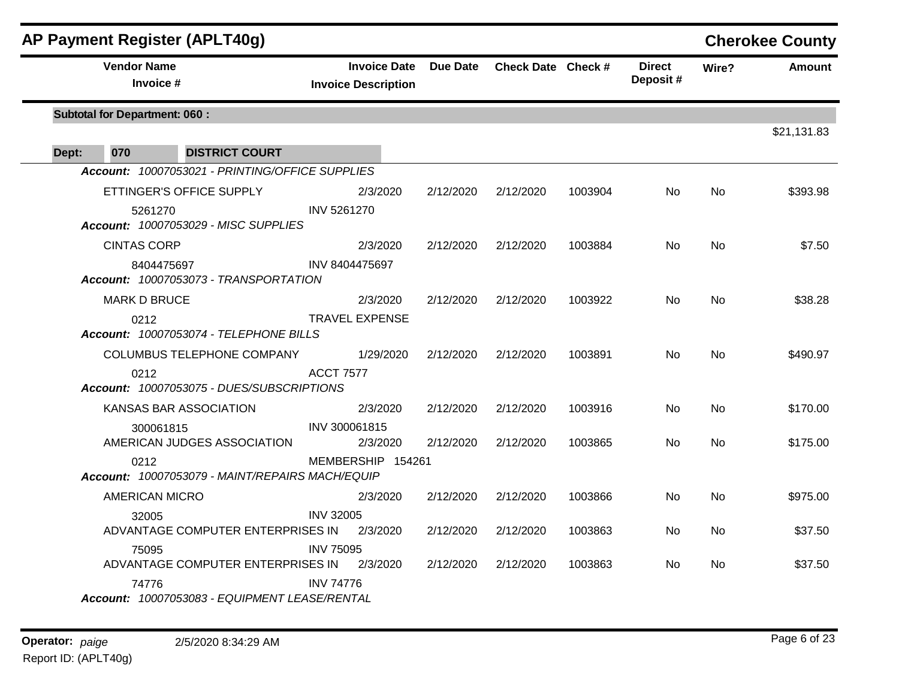## AP Payment Register (APLT40g)

**Cherokee County**

| Vendor Name / Invoice # | Invoice Date / Invoice Description | Due Date | Check Date | Check # | Direct Deposit # | Wire? | Amount |
|---|---|---|---|---|---|---|---|
| **Subtotal for Department: 060 :** | | | | | | | $21,131.83 |
| **Dept: 070 DISTRICT COURT** | | | | | | | |
| ***Account: 10007053021 - PRINTING/OFFICE SUPPLIES*** | | | | | | | |
| ETTINGER'S OFFICE SUPPLY | 2/3/2020 | 2/12/2020 | 2/12/2020 | 1003904 | No | No | $393.98 |
| 5261270 | INV 5261270 | | | | | | |
| ***Account: 10007053029 - MISC SUPPLIES*** | | | | | | | |
| CINTAS CORP | 2/3/2020 | 2/12/2020 | 2/12/2020 | 1003884 | No | No | $7.50 |
| 8404475697 | INV 8404475697 | | | | | | |
| ***Account: 10007053073 - TRANSPORTATION*** | | | | | | | |
| MARK D BRUCE | 2/3/2020 | 2/12/2020 | 2/12/2020 | 1003922 | No | No | $38.28 |
| 0212 | TRAVEL EXPENSE | | | | | | |
| ***Account: 10007053074 - TELEPHONE BILLS*** | | | | | | | |
| COLUMBUS TELEPHONE COMPANY | 1/29/2020 | 2/12/2020 | 2/12/2020 | 1003891 | No | No | $490.97 |
| 0212 | ACCT 7577 | | | | | | |
| ***Account: 10007053075 - DUES/SUBSCRIPTIONS*** | | | | | | | |
| KANSAS BAR ASSOCIATION | 2/3/2020 | 2/12/2020 | 2/12/2020 | 1003916 | No | No | $170.00 |
| 300061815 | INV 300061815 | | | | | | |
| AMERICAN JUDGES ASSOCIATION | 2/3/2020 | 2/12/2020 | 2/12/2020 | 1003865 | No | No | $175.00 |
| 0212 | MEMBERSHIP 154261 | | | | | | |
| ***Account: 10007053079 - MAINT/REPAIRS MACH/EQUIP*** | | | | | | | |
| AMERICAN MICRO | 2/3/2020 | 2/12/2020 | 2/12/2020 | 1003866 | No | No | $975.00 |
| 32005 | INV 32005 | | | | | | |
| ADVANTAGE COMPUTER ENTERPRISES IN | 2/3/2020 | 2/12/2020 | 2/12/2020 | 1003863 | No | No | $37.50 |
| 75095 | INV 75095 | | | | | | |
| ADVANTAGE COMPUTER ENTERPRISES IN | 2/3/2020 | 2/12/2020 | 2/12/2020 | 1003863 | No | No | $37.50 |
| 74776 | INV 74776 | | | | | | |
| ***Account: 10007053083 - EQUIPMENT LEASE/RENTAL*** | | | | | | | |

**Operator:** *paige* 2/5/2020 8:34:29 AM

Report ID: (APLT40g)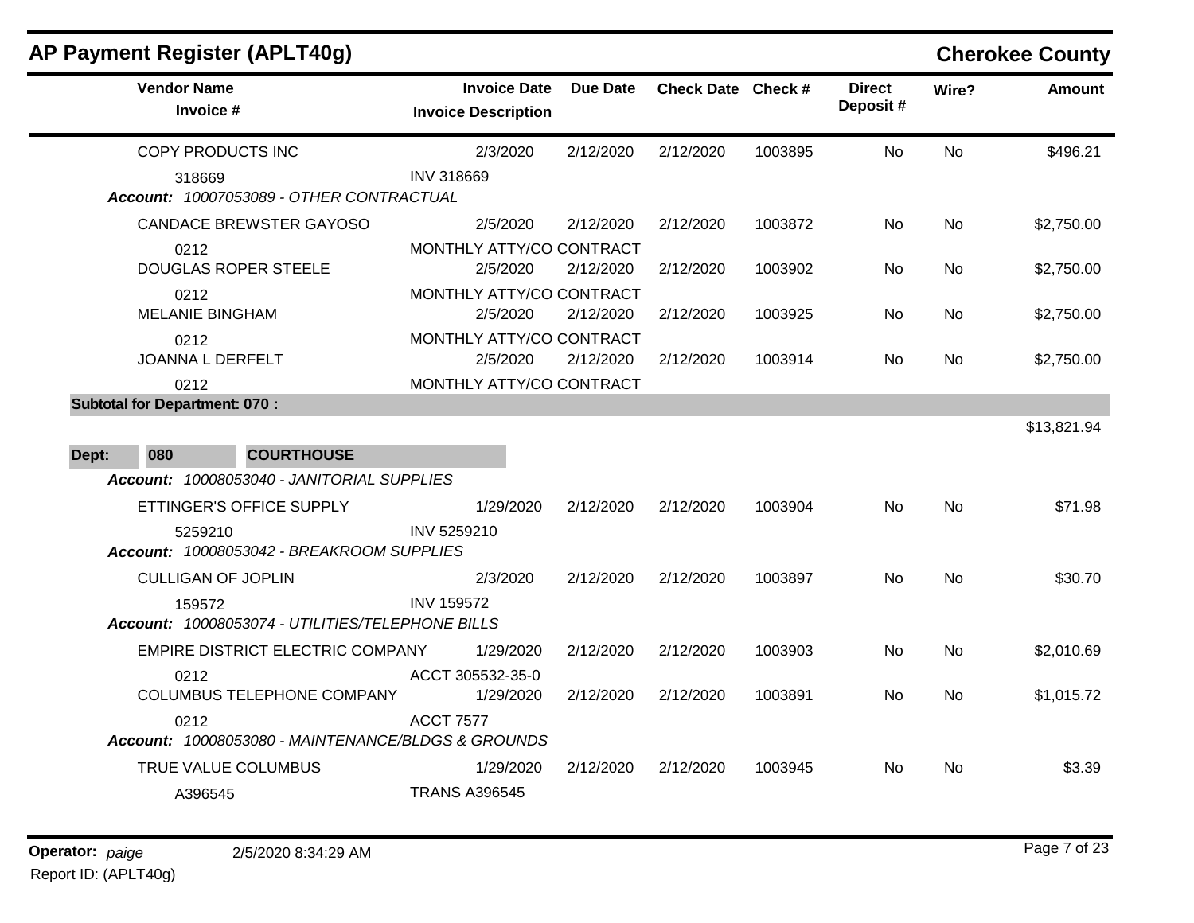# AP Payment Register (APLT40g)

**Cherokee County**

| Vendor Name / Invoice # | Invoice Date / Invoice Description | Due Date | Check Date | Check # | Direct Deposit # | Wire? | Amount |
|---|---|---|---|---|---|---|---|
| COPY PRODUCTS INC | 2/3/2020 | 2/12/2020 | 2/12/2020 | 1003895 | No | No | $496.21 |
| 318669 | INV 318669 | | | | | | |
| *Account: 10007053089 - OTHER CONTRACTUAL* | | | | | | | |
| CANDACE BREWSTER GAYOSO | 2/5/2020 | 2/12/2020 | 2/12/2020 | 1003872 | No | No | $2,750.00 |
| 0212 | MONTHLY ATTY/CO CONTRACT | | | | | | |
| DOUGLAS ROPER STEELE | 2/5/2020 | 2/12/2020 | 2/12/2020 | 1003902 | No | No | $2,750.00 |
| 0212 | MONTHLY ATTY/CO CONTRACT | | | | | | |
| MELANIE BINGHAM | 2/5/2020 | 2/12/2020 | 2/12/2020 | 1003925 | No | No | $2,750.00 |
| 0212 | MONTHLY ATTY/CO CONTRACT | | | | | | |
| JOANNA L DERFELT | 2/5/2020 | 2/12/2020 | 2/12/2020 | 1003914 | No | No | $2,750.00 |
| 0212 | MONTHLY ATTY/CO CONTRACT | | | | | | |
| **Subtotal for Department: 070 :** | | | | | | | $13,821.94 |

**Dept: 080 COURTHOUSE**

| Vendor Name / Invoice # | Invoice Date / Invoice Description | Due Date | Check Date | Check # | Direct Deposit # | Wire? | Amount |
|---|---|---|---|---|---|---|---|
| *Account: 10008053040 - JANITORIAL SUPPLIES* | | | | | | | |
| ETTINGER'S OFFICE SUPPLY | 1/29/2020 | 2/12/2020 | 2/12/2020 | 1003904 | No | No | $71.98 |
| 5259210 | INV 5259210 | | | | | | |
| *Account: 10008053042 - BREAKROOM SUPPLIES* | | | | | | | |
| CULLIGAN OF JOPLIN | 2/3/2020 | 2/12/2020 | 2/12/2020 | 1003897 | No | No | $30.70 |
| 159572 | INV 159572 | | | | | | |
| *Account: 10008053074 - UTILITIES/TELEPHONE BILLS* | | | | | | | |
| EMPIRE DISTRICT ELECTRIC COMPANY | 1/29/2020 | 2/12/2020 | 2/12/2020 | 1003903 | No | No | $2,010.69 |
| 0212 | ACCT 305532-35-0 | | | | | | |
| COLUMBUS TELEPHONE COMPANY | 1/29/2020 | 2/12/2020 | 2/12/2020 | 1003891 | No | No | $1,015.72 |
| 0212 | ACCT 7577 | | | | | | |
| *Account: 10008053080 - MAINTENANCE/BLDGS & GROUNDS* | | | | | | | |
| TRUE VALUE COLUMBUS | 1/29/2020 | 2/12/2020 | 2/12/2020 | 1003945 | No | No | $3.39 |
| A396545 | TRANS A396545 | | | | | | |

**Operator:** *paige* 2/5/2020 8:34:29 AM

Report ID: (APLT40g)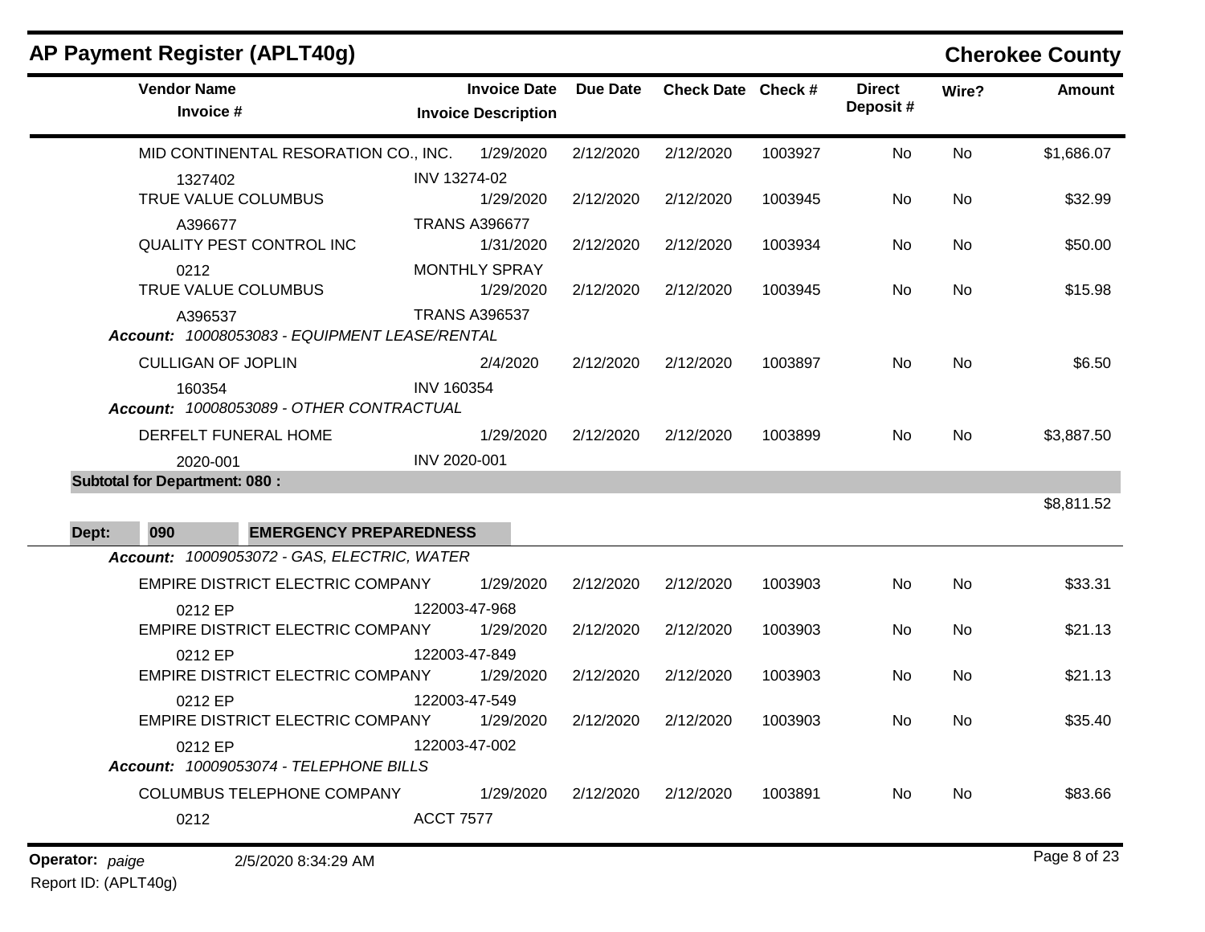## AP Payment Register (APLT40g)

**Cherokee County**

| Vendor Name / Invoice # | Invoice Date / Invoice Description | Due Date | Check Date | Check # | Direct Deposit # | Wire? | Amount |
|---|---|---|---|---|---|---|---|
| MID CONTINENTAL RESORATION CO., INC. | 1/29/2020 | 2/12/2020 | 2/12/2020 | 1003927 | No | No | $1,686.07 |
| 1327402 | INV 13274-02 | | | | | | |
| TRUE VALUE COLUMBUS | 1/29/2020 | 2/12/2020 | 2/12/2020 | 1003945 | No | No | $32.99 |
| A396677 | TRANS A396677 | | | | | | |
| QUALITY PEST CONTROL INC | 1/31/2020 | 2/12/2020 | 2/12/2020 | 1003934 | No | No | $50.00 |
| 0212 | MONTHLY SPRAY | | | | | | |
| TRUE VALUE COLUMBUS | 1/29/2020 | 2/12/2020 | 2/12/2020 | 1003945 | No | No | $15.98 |
| A396537 | TRANS A396537 | | | | | | |
| ***Account:** 10008053083 - EQUIPMENT LEASE/RENTAL* | | | | | | | |
| CULLIGAN OF JOPLIN | 2/4/2020 | 2/12/2020 | 2/12/2020 | 1003897 | No | No | $6.50 |
| 160354 | INV 160354 | | | | | | |
| ***Account:** 10008053089 - OTHER CONTRACTUAL* | | | | | | | |
| DERFELT FUNERAL HOME | 1/29/2020 | 2/12/2020 | 2/12/2020 | 1003899 | No | No | $3,887.50 |
| 2020-001 | INV 2020-001 | | | | | | |
| **Subtotal for Department: 080 :** | | | | | | | $8,811.52 |

**Dept: 090 EMERGENCY PREPAREDNESS**

| Vendor Name / Invoice # | Invoice Date / Invoice Description | Due Date | Check Date | Check # | Direct Deposit # | Wire? | Amount |
|---|---|---|---|---|---|---|---|
| ***Account:** 10009053072 - GAS, ELECTRIC, WATER* | | | | | | | |
| EMPIRE DISTRICT ELECTRIC COMPANY | 1/29/2020 | 2/12/2020 | 2/12/2020 | 1003903 | No | No | $33.31 |
| 0212 EP | 122003-47-968 | | | | | | |
| EMPIRE DISTRICT ELECTRIC COMPANY | 1/29/2020 | 2/12/2020 | 2/12/2020 | 1003903 | No | No | $21.13 |
| 0212 EP | 122003-47-849 | | | | | | |
| EMPIRE DISTRICT ELECTRIC COMPANY | 1/29/2020 | 2/12/2020 | 2/12/2020 | 1003903 | No | No | $21.13 |
| 0212 EP | 122003-47-549 | | | | | | |
| EMPIRE DISTRICT ELECTRIC COMPANY | 1/29/2020 | 2/12/2020 | 2/12/2020 | 1003903 | No | No | $35.40 |
| 0212 EP | 122003-47-002 | | | | | | |
| ***Account:** 10009053074 - TELEPHONE BILLS* | | | | | | | |
| COLUMBUS TELEPHONE COMPANY | 1/29/2020 | 2/12/2020 | 2/12/2020 | 1003891 | No | No | $83.66 |
| 0212 | ACCT 7577 | | | | | | |

**Operator:** *paige* 2/5/2020 8:34:29 AM

Report ID: (APLT40g)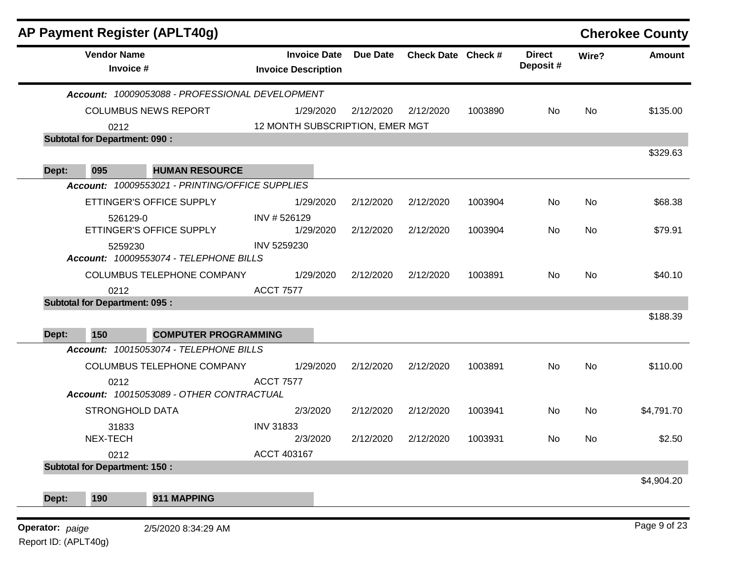# AP Payment Register (APLT40g)

**Cherokee County**

| Vendor Name / Invoice # | Invoice Date / Invoice Description | Due Date | Check Date | Check # | Direct Deposit # | Wire? | Amount |
|---|---|---|---|---|---|---|---|
| ***Account:*** *10009053088 - PROFESSIONAL DEVELOPMENT* | | | | | | | |
| COLUMBUS NEWS REPORT | 1/29/2020 | 2/12/2020 | 2/12/2020 | 1003890 | No | No | $135.00 |
| 0212 | 12 MONTH SUBSCRIPTION, EMER MGT | | | | | | |
| **Subtotal for Department: 090 :** | | | | | | | $329.63 |
| **Dept: 095 HUMAN RESOURCE** | | | | | | | |
| ***Account:*** *10009553021 - PRINTING/OFFICE SUPPLIES* | | | | | | | |
| ETTINGER'S OFFICE SUPPLY | 1/29/2020 | 2/12/2020 | 2/12/2020 | 1003904 | No | No | $68.38 |
| 526129-0 | INV # 526129 | | | | | | |
| ETTINGER'S OFFICE SUPPLY | 1/29/2020 | 2/12/2020 | 2/12/2020 | 1003904 | No | No | $79.91 |
| 5259230 | INV 5259230 | | | | | | |
| ***Account:*** *10009553074 - TELEPHONE BILLS* | | | | | | | |
| COLUMBUS TELEPHONE COMPANY | 1/29/2020 | 2/12/2020 | 2/12/2020 | 1003891 | No | No | $40.10 |
| 0212 | ACCT 7577 | | | | | | |
| **Subtotal for Department: 095 :** | | | | | | | $188.39 |
| **Dept: 150 COMPUTER PROGRAMMING** | | | | | | | |
| ***Account:*** *10015053074 - TELEPHONE BILLS* | | | | | | | |
| COLUMBUS TELEPHONE COMPANY | 1/29/2020 | 2/12/2020 | 2/12/2020 | 1003891 | No | No | $110.00 |
| 0212 | ACCT 7577 | | | | | | |
| ***Account:*** *10015053089 - OTHER CONTRACTUAL* | | | | | | | |
| STRONGHOLD DATA | 2/3/2020 | 2/12/2020 | 2/12/2020 | 1003941 | No | No | $4,791.70 |
| 31833 | INV 31833 | | | | | | |
| NEX-TECH | 2/3/2020 | 2/12/2020 | 2/12/2020 | 1003931 | No | No | $2.50 |
| 0212 | ACCT 403167 | | | | | | |
| **Subtotal for Department: 150 :** | | | | | | | $4,904.20 |
| **Dept: 190 911 MAPPING** | | | | | | | |

**Operator:** *paige* 2/5/2020 8:34:29 AM

Report ID: (APLT40g)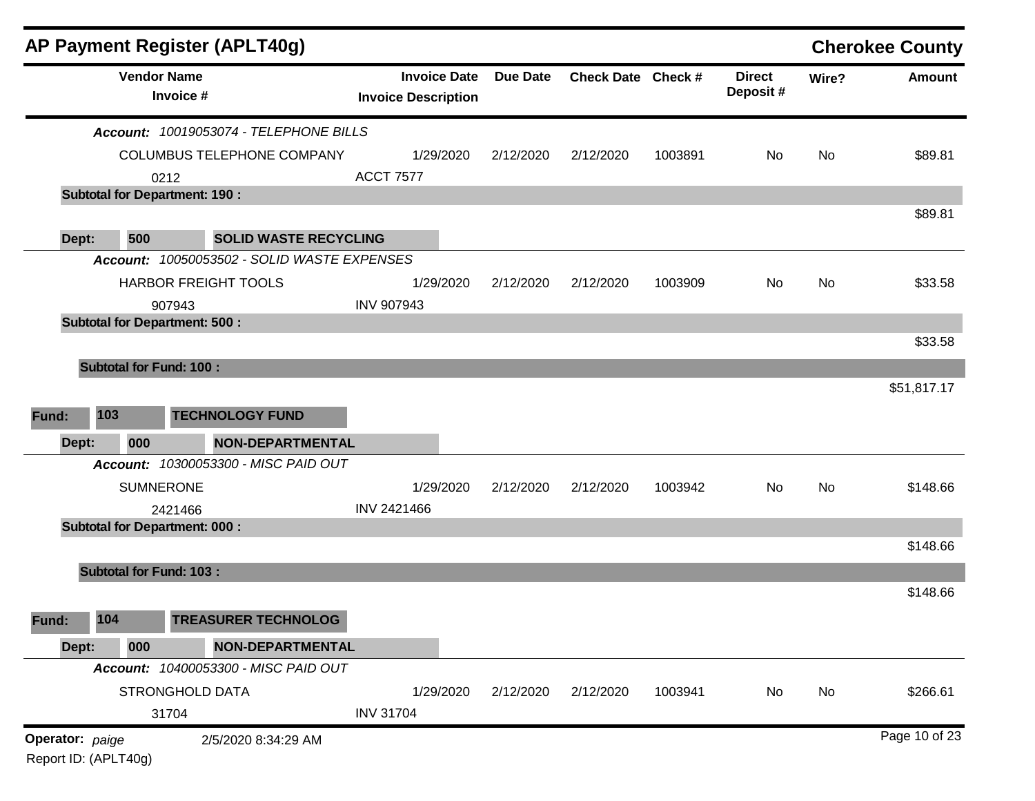## AP Payment Register (APLT40g)

**Cherokee County**

| Vendor Name / Invoice # | Invoice Date / Invoice Description | Due Date | Check Date | Check # | Direct Deposit # | Wire? | Amount |
|---|---|---|---|---|---|---|---|
| ***Account:*** *10019053074 - TELEPHONE BILLS* | | | | | | | |
| COLUMBUS TELEPHONE COMPANY | 1/29/2020 | 2/12/2020 | 2/12/2020 | 1003891 | No | No | $89.81 |
| 0212 | ACCT 7577 | | | | | | |
| **Subtotal for Department: 190 :** | | | | | | | $89.81 |
| **Dept: 500 SOLID WASTE RECYCLING** | | | | | | | |
| ***Account:*** *10050053502 - SOLID WASTE EXPENSES* | | | | | | | |
| HARBOR FREIGHT TOOLS | 1/29/2020 | 2/12/2020 | 2/12/2020 | 1003909 | No | No | $33.58 |
| 907943 | INV 907943 | | | | | | |
| **Subtotal for Department: 500 :** | | | | | | | $33.58 |
| **Subtotal for Fund: 100 :** | | | | | | | $51,817.17 |
| **Fund: 103 TECHNOLOGY FUND** | | | | | | | |
| **Dept: 000 NON-DEPARTMENTAL** | | | | | | | |
| ***Account:*** *10300053300 - MISC PAID OUT* | | | | | | | |
| SUMNERONE | 1/29/2020 | 2/12/2020 | 2/12/2020 | 1003942 | No | No | $148.66 |
| 2421466 | INV 2421466 | | | | | | |
| **Subtotal for Department: 000 :** | | | | | | | $148.66 |
| **Subtotal for Fund: 103 :** | | | | | | | $148.66 |
| **Fund: 104 TREASURER TECHNOLOG** | | | | | | | |
| **Dept: 000 NON-DEPARTMENTAL** | | | | | | | |
| ***Account:*** *10400053300 - MISC PAID OUT* | | | | | | | |
| STRONGHOLD DATA | 1/29/2020 | 2/12/2020 | 2/12/2020 | 1003941 | No | No | $266.61 |
| 31704 | INV 31704 | | | | | | |

**Operator:** *paige* 2/5/2020 8:34:29 AM

Report ID: (APLT40g)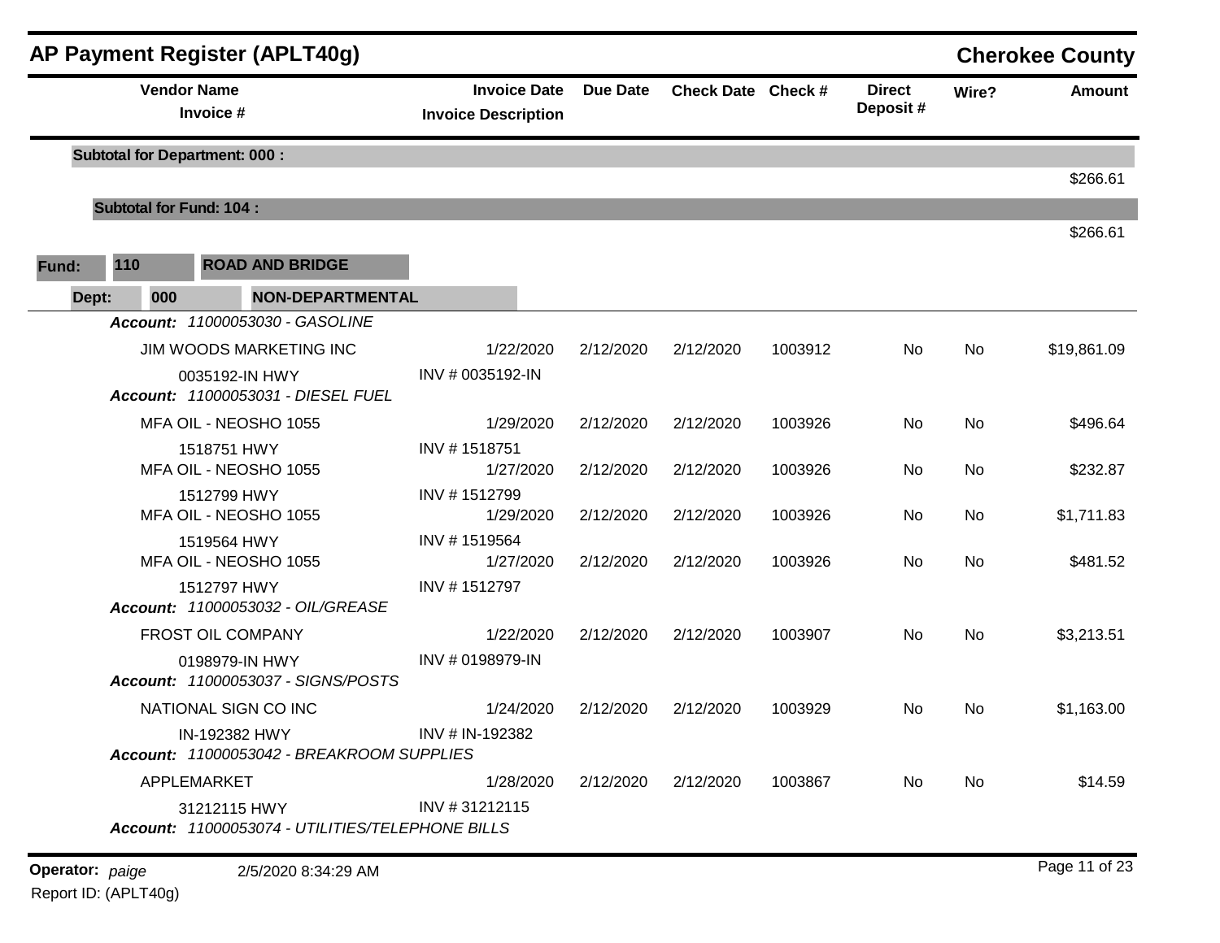## AP Payment Register (APLT40g)

**Cherokee County**

| Vendor Name / Invoice # | Invoice Date / Invoice Description | Due Date | Check Date | Check # | Direct Deposit # | Wire? | Amount |
|---|---|---|---|---|---|---|---|
| **Subtotal for Department: 000 :** | | | | | | | $266.61 |
| **Subtotal for Fund: 104 :** | | | | | | | $266.61 |

**Fund: 110 ROAD AND BRIDGE**

**Dept: 000 NON-DEPARTMENTAL**

| Vendor Name / Invoice # | Invoice Date / Invoice Description | Due Date | Check Date | Check # | Direct Deposit # | Wire? | Amount |
|---|---|---|---|---|---|---|---|
| ***Account: 11000053030 - GASOLINE*** | | | | | | | |
| JIM WOODS MARKETING INC | 1/22/2020 | 2/12/2020 | 2/12/2020 | 1003912 | No | No | $19,861.09 |
| 0035192-IN HWY | INV # 0035192-IN | | | | | | |
| ***Account: 11000053031 - DIESEL FUEL*** | | | | | | | |
| MFA OIL - NEOSHO 1055 | 1/29/2020 | 2/12/2020 | 2/12/2020 | 1003926 | No | No | $496.64 |
| 1518751 HWY | INV # 1518751 | | | | | | |
| MFA OIL - NEOSHO 1055 | 1/27/2020 | 2/12/2020 | 2/12/2020 | 1003926 | No | No | $232.87 |
| 1512799 HWY | INV # 1512799 | | | | | | |
| MFA OIL - NEOSHO 1055 | 1/29/2020 | 2/12/2020 | 2/12/2020 | 1003926 | No | No | $1,711.83 |
| 1519564 HWY | INV # 1519564 | | | | | | |
| MFA OIL - NEOSHO 1055 | 1/27/2020 | 2/12/2020 | 2/12/2020 | 1003926 | No | No | $481.52 |
| 1512797 HWY | INV # 1512797 | | | | | | |
| ***Account: 11000053032 - OIL/GREASE*** | | | | | | | |
| FROST OIL COMPANY | 1/22/2020 | 2/12/2020 | 2/12/2020 | 1003907 | No | No | $3,213.51 |
| 0198979-IN HWY | INV # 0198979-IN | | | | | | |
| ***Account: 11000053037 - SIGNS/POSTS*** | | | | | | | |
| NATIONAL SIGN CO INC | 1/24/2020 | 2/12/2020 | 2/12/2020 | 1003929 | No | No | $1,163.00 |
| IN-192382 HWY | INV # IN-192382 | | | | | | |
| ***Account: 11000053042 - BREAKROOM SUPPLIES*** | | | | | | | |
| APPLEMARKET | 1/28/2020 | 2/12/2020 | 2/12/2020 | 1003867 | No | No | $14.59 |
| 31212115 HWY | INV # 31212115 | | | | | | |
| ***Account: 11000053074 - UTILITIES/TELEPHONE BILLS*** | | | | | | | |

**Operator:** *paige* 2/5/2020 8:34:29 AM

Report ID: (APLT40g)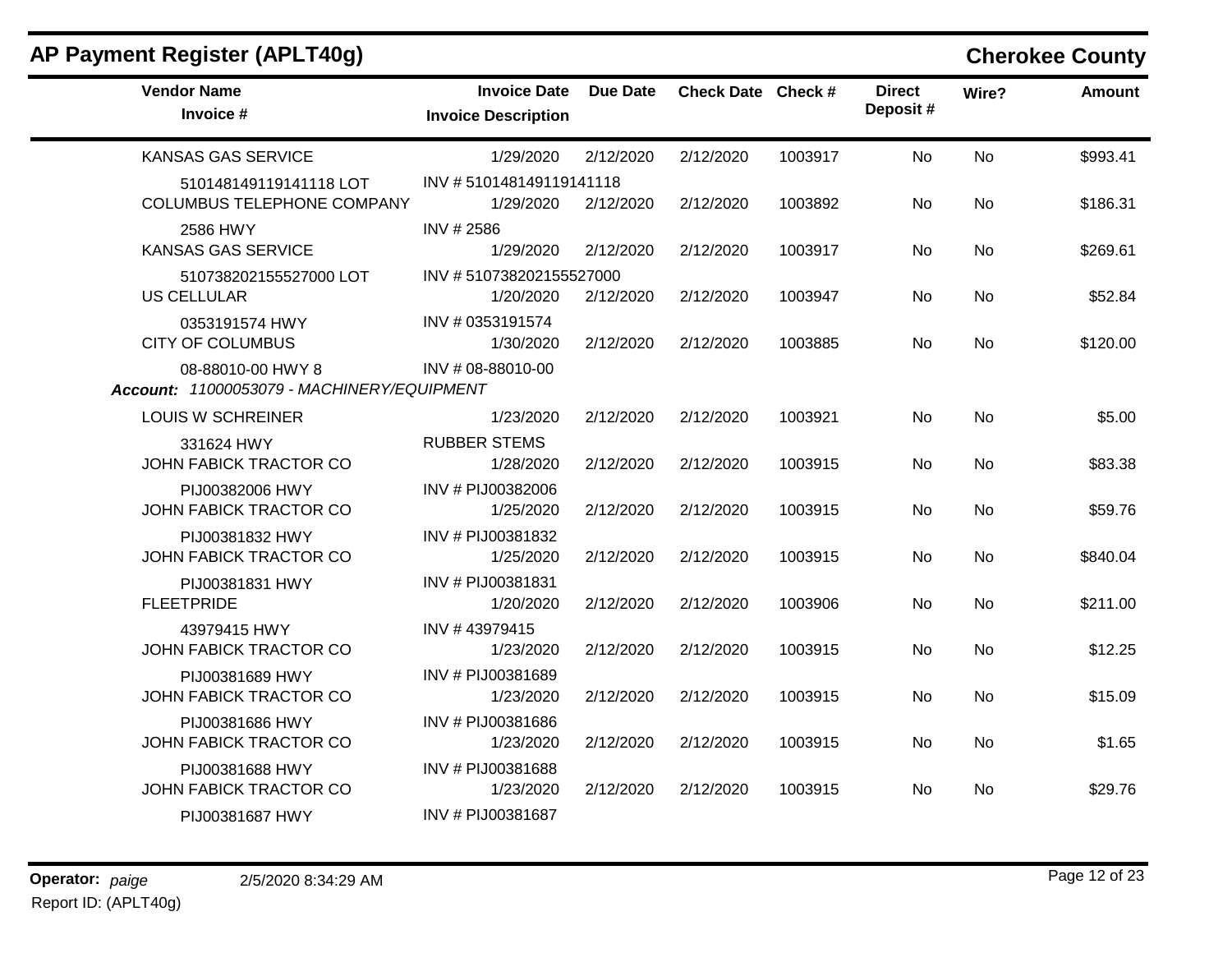## AP Payment Register (APLT40g)

**Cherokee County**

| Vendor Name / Invoice # | Invoice Date / Invoice Description | Due Date | Check Date | Check # | Direct Deposit # | Wire? | Amount |
|---|---|---|---|---|---|---|---|
| KANSAS GAS SERVICE | 1/29/2020 | 2/12/2020 | 2/12/2020 | 1003917 | No | No | $993.41 |
| 510148149119141118 LOT | INV # 510148149119141118 | | | | | | |
| COLUMBUS TELEPHONE COMPANY | 1/29/2020 | 2/12/2020 | 2/12/2020 | 1003892 | No | No | $186.31 |
| 2586 HWY | INV # 2586 | | | | | | |
| KANSAS GAS SERVICE | 1/29/2020 | 2/12/2020 | 2/12/2020 | 1003917 | No | No | $269.61 |
| 510738202155527000 LOT | INV # 510738202155527000 | | | | | | |
| US CELLULAR | 1/20/2020 | 2/12/2020 | 2/12/2020 | 1003947 | No | No | $52.84 |
| 0353191574 HWY | INV # 0353191574 | | | | | | |
| CITY OF COLUMBUS | 1/30/2020 | 2/12/2020 | 2/12/2020 | 1003885 | No | No | $120.00 |
| 08-88010-00 HWY 8 | INV # 08-88010-00 | | | | | | |
| ***Account:*** *11000053079 - MACHINERY/EQUIPMENT* | | | | | | | |
| LOUIS W SCHREINER | 1/23/2020 | 2/12/2020 | 2/12/2020 | 1003921 | No | No | $5.00 |
| 331624 HWY | RUBBER STEMS | | | | | | |
| JOHN FABICK TRACTOR CO | 1/28/2020 | 2/12/2020 | 2/12/2020 | 1003915 | No | No | $83.38 |
| PIJ00382006 HWY | INV # PIJ00382006 | | | | | | |
| JOHN FABICK TRACTOR CO | 1/25/2020 | 2/12/2020 | 2/12/2020 | 1003915 | No | No | $59.76 |
| PIJ00381832 HWY | INV # PIJ00381832 | | | | | | |
| JOHN FABICK TRACTOR CO | 1/25/2020 | 2/12/2020 | 2/12/2020 | 1003915 | No | No | $840.04 |
| PIJ00381831 HWY | INV # PIJ00381831 | | | | | | |
| FLEETPRIDE | 1/20/2020 | 2/12/2020 | 2/12/2020 | 1003906 | No | No | $211.00 |
| 43979415 HWY | INV # 43979415 | | | | | | |
| JOHN FABICK TRACTOR CO | 1/23/2020 | 2/12/2020 | 2/12/2020 | 1003915 | No | No | $12.25 |
| PIJ00381689 HWY | INV # PIJ00381689 | | | | | | |
| JOHN FABICK TRACTOR CO | 1/23/2020 | 2/12/2020 | 2/12/2020 | 1003915 | No | No | $15.09 |
| PIJ00381686 HWY | INV # PIJ00381686 | | | | | | |
| JOHN FABICK TRACTOR CO | 1/23/2020 | 2/12/2020 | 2/12/2020 | 1003915 | No | No | $1.65 |
| PIJ00381688 HWY | INV # PIJ00381688 | | | | | | |
| JOHN FABICK TRACTOR CO | 1/23/2020 | 2/12/2020 | 2/12/2020 | 1003915 | No | No | $29.76 |
| PIJ00381687 HWY | INV # PIJ00381687 | | | | | | |

**Operator:** *paige* 2/5/2020 8:34:29 AM

Report ID: (APLT40g)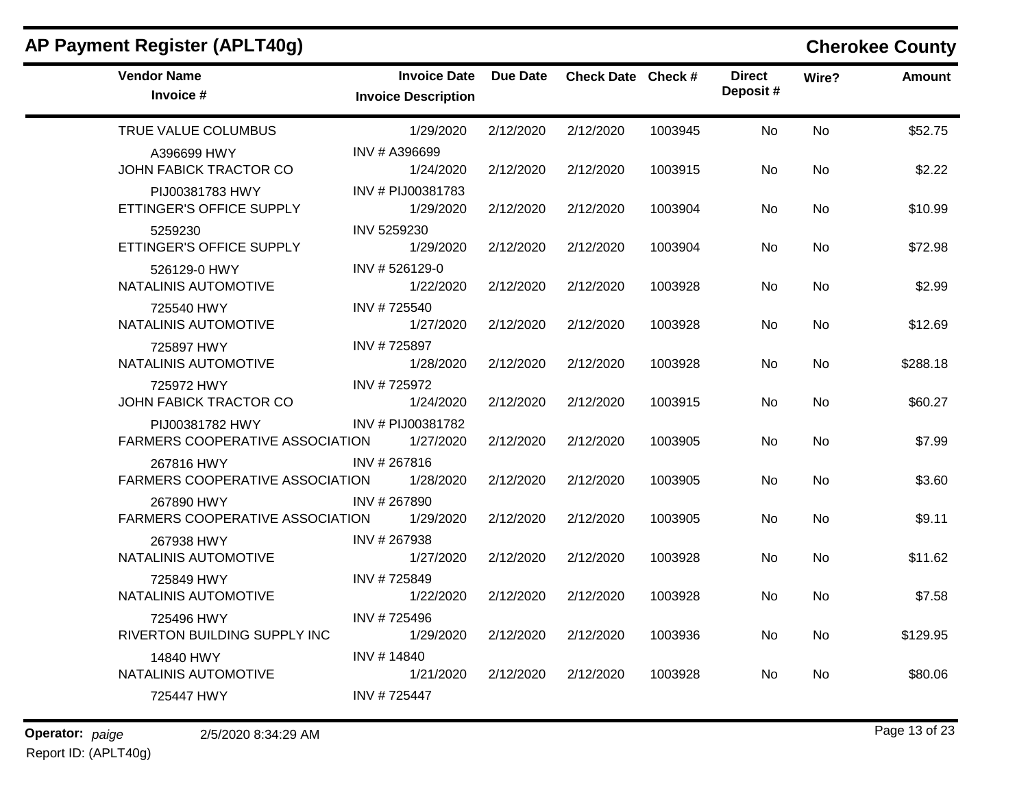# AP Payment Register (APLT40g)

## Cherokee County

| Vendor Name / Invoice # | Invoice Date / Invoice Description | Due Date | Check Date | Check # | Direct Deposit # | Wire? | Amount |
|---|---|---|---|---|---|---|---|
| TRUE VALUE COLUMBUS | 1/29/2020 | 2/12/2020 | 2/12/2020 | 1003945 | No | No | $52.75 |
| A396699 HWY | INV # A396699 | | | | | | |
| JOHN FABICK TRACTOR CO | 1/24/2020 | 2/12/2020 | 2/12/2020 | 1003915 | No | No | $2.22 |
| PIJ00381783 HWY | INV # PIJ00381783 | | | | | | |
| ETTINGER'S OFFICE SUPPLY | 1/29/2020 | 2/12/2020 | 2/12/2020 | 1003904 | No | No | $10.99 |
| 5259230 | INV 5259230 | | | | | | |
| ETTINGER'S OFFICE SUPPLY | 1/29/2020 | 2/12/2020 | 2/12/2020 | 1003904 | No | No | $72.98 |
| 526129-0 HWY | INV # 526129-0 | | | | | | |
| NATALINIS AUTOMOTIVE | 1/22/2020 | 2/12/2020 | 2/12/2020 | 1003928 | No | No | $2.99 |
| 725540 HWY | INV # 725540 | | | | | | |
| NATALINIS AUTOMOTIVE | 1/27/2020 | 2/12/2020 | 2/12/2020 | 1003928 | No | No | $12.69 |
| 725897 HWY | INV # 725897 | | | | | | |
| NATALINIS AUTOMOTIVE | 1/28/2020 | 2/12/2020 | 2/12/2020 | 1003928 | No | No | $288.18 |
| 725972 HWY | INV # 725972 | | | | | | |
| JOHN FABICK TRACTOR CO | 1/24/2020 | 2/12/2020 | 2/12/2020 | 1003915 | No | No | $60.27 |
| PIJ00381782 HWY | INV # PIJ00381782 | | | | | | |
| FARMERS COOPERATIVE ASSOCIATION | 1/27/2020 | 2/12/2020 | 2/12/2020 | 1003905 | No | No | $7.99 |
| 267816 HWY | INV # 267816 | | | | | | |
| FARMERS COOPERATIVE ASSOCIATION | 1/28/2020 | 2/12/2020 | 2/12/2020 | 1003905 | No | No | $3.60 |
| 267890 HWY | INV # 267890 | | | | | | |
| FARMERS COOPERATIVE ASSOCIATION | 1/29/2020 | 2/12/2020 | 2/12/2020 | 1003905 | No | No | $9.11 |
| 267938 HWY | INV # 267938 | | | | | | |
| NATALINIS AUTOMOTIVE | 1/27/2020 | 2/12/2020 | 2/12/2020 | 1003928 | No | No | $11.62 |
| 725849 HWY | INV # 725849 | | | | | | |
| NATALINIS AUTOMOTIVE | 1/22/2020 | 2/12/2020 | 2/12/2020 | 1003928 | No | No | $7.58 |
| 725496 HWY | INV # 725496 | | | | | | |
| RIVERTON BUILDING SUPPLY INC | 1/29/2020 | 2/12/2020 | 2/12/2020 | 1003936 | No | No | $129.95 |
| 14840 HWY | INV # 14840 | | | | | | |
| NATALINIS AUTOMOTIVE | 1/21/2020 | 2/12/2020 | 2/12/2020 | 1003928 | No | No | $80.06 |
| 725447 HWY | INV # 725447 | | | | | | |

**Operator:** *paige* 2/5/2020 8:34:29 AM

Report ID: (APLT40g)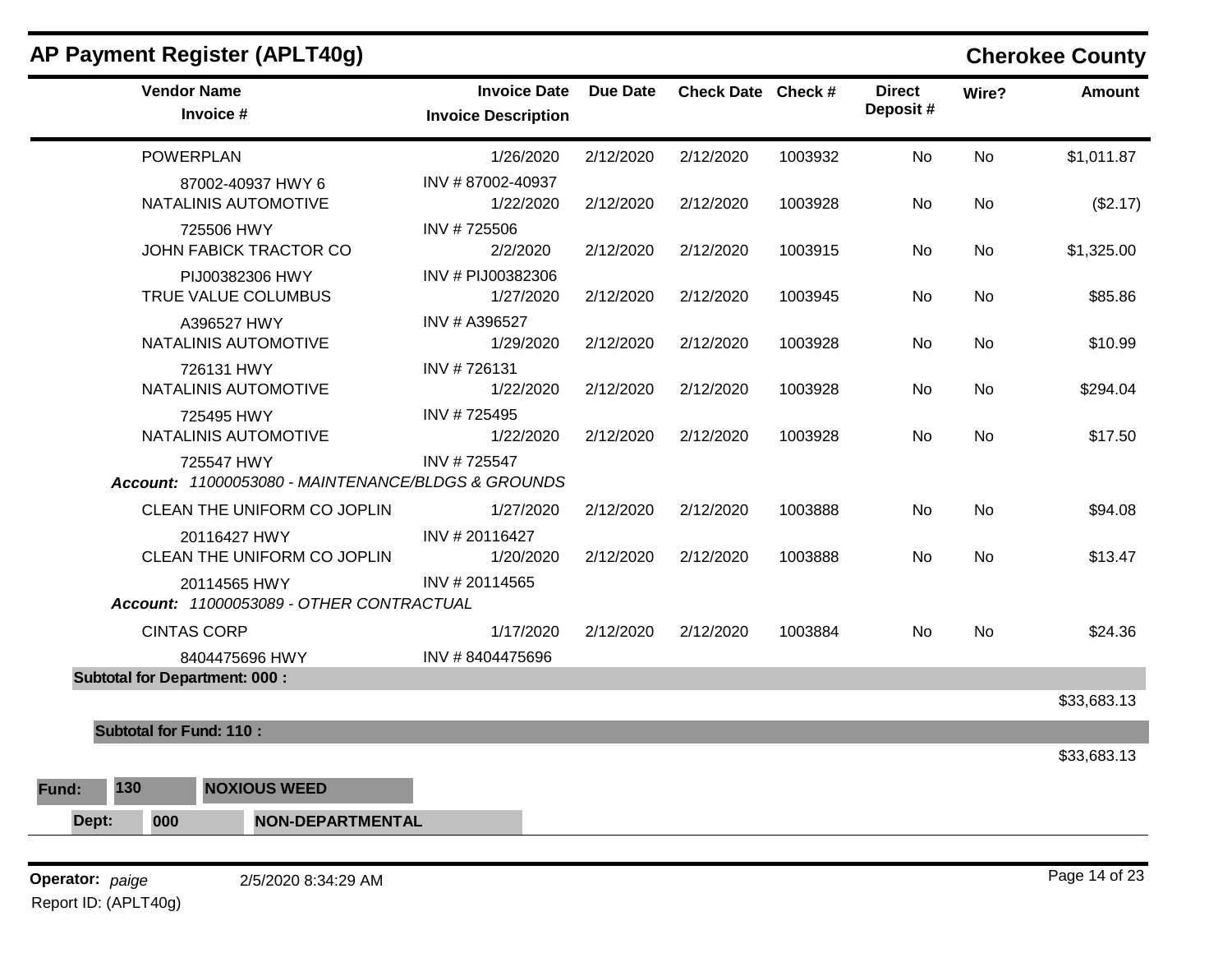## AP Payment Register (APLT40g)

**Cherokee County**

| Vendor Name / Invoice # | Invoice Date / Invoice Description | Due Date | Check Date | Check # | Direct Deposit # | Wire? | Amount |
|---|---|---|---|---|---|---|---|
| POWERPLAN | 1/26/2020 | 2/12/2020 | 2/12/2020 | 1003932 | No | No | $1,011.87 |
| 87002-40937 HWY 6 | INV # 87002-40937 | | | | | | |
| NATALINIS AUTOMOTIVE | 1/22/2020 | 2/12/2020 | 2/12/2020 | 1003928 | No | No | ($2.17) |
| 725506 HWY | INV # 725506 | | | | | | |
| JOHN FABICK TRACTOR CO | 2/2/2020 | 2/12/2020 | 2/12/2020 | 1003915 | No | No | $1,325.00 |
| PIJ00382306 HWY | INV # PIJ00382306 | | | | | | |
| TRUE VALUE COLUMBUS | 1/27/2020 | 2/12/2020 | 2/12/2020 | 1003945 | No | No | $85.86 |
| A396527 HWY | INV # A396527 | | | | | | |
| NATALINIS AUTOMOTIVE | 1/29/2020 | 2/12/2020 | 2/12/2020 | 1003928 | No | No | $10.99 |
| 726131 HWY | INV # 726131 | | | | | | |
| NATALINIS AUTOMOTIVE | 1/22/2020 | 2/12/2020 | 2/12/2020 | 1003928 | No | No | $294.04 |
| 725495 HWY | INV # 725495 | | | | | | |
| NATALINIS AUTOMOTIVE | 1/22/2020 | 2/12/2020 | 2/12/2020 | 1003928 | No | No | $17.50 |
| 725547 HWY | INV # 725547 | | | | | | |
| ***Account:*** *11000053080 - MAINTENANCE/BLDGS & GROUNDS* | | | | | | | |
| CLEAN THE UNIFORM CO JOPLIN | 1/27/2020 | 2/12/2020 | 2/12/2020 | 1003888 | No | No | $94.08 |
| 20116427 HWY | INV # 20116427 | | | | | | |
| CLEAN THE UNIFORM CO JOPLIN | 1/20/2020 | 2/12/2020 | 2/12/2020 | 1003888 | No | No | $13.47 |
| 20114565 HWY | INV # 20114565 | | | | | | |
| ***Account:*** *11000053089 - OTHER CONTRACTUAL* | | | | | | | |
| CINTAS CORP | 1/17/2020 | 2/12/2020 | 2/12/2020 | 1003884 | No | No | $24.36 |
| 8404475696 HWY | INV # 8404475696 | | | | | | |
| **Subtotal for Department: 000 :** | | | | | | | $33,683.13 |
| **Subtotal for Fund: 110 :** | | | | | | | $33,683.13 |

**Fund:** **130** **NOXIOUS WEED**

**Dept:** **000** **NON-DEPARTMENTAL**

**Operator:** *paige* 2/5/2020 8:34:29 AM

Report ID: (APLT40g)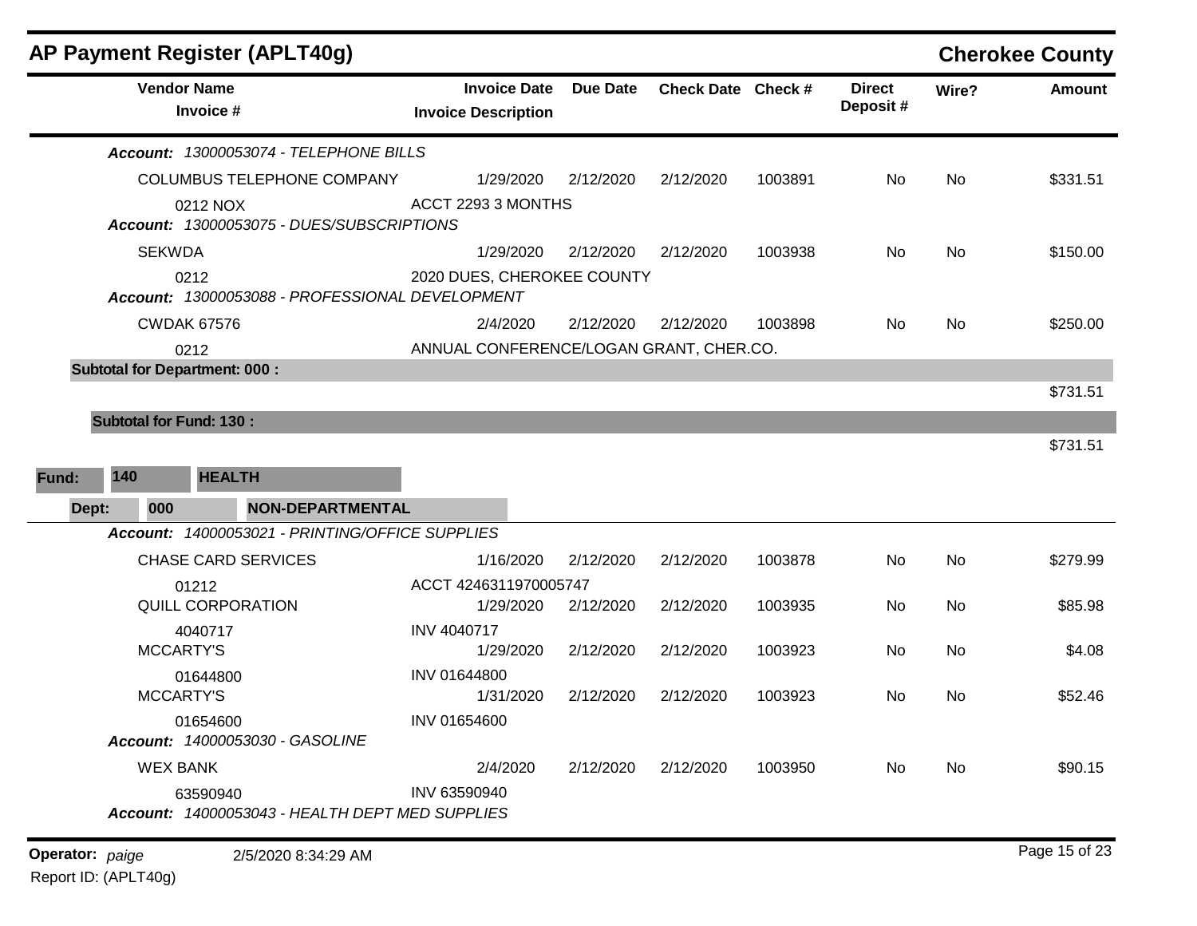## AP Payment Register (APLT40g)

**Cherokee County**

| Vendor Name / Invoice # | Invoice Date / Invoice Description | Due Date | Check Date | Check # | Direct Deposit # | Wire? | Amount |
|---|---|---|---|---|---|---|---|
| ***Account: 13000053074 - TELEPHONE BILLS*** | | | | | | | |
| COLUMBUS TELEPHONE COMPANY | 1/29/2020 | 2/12/2020 | 2/12/2020 | 1003891 | No | No | $331.51 |
| 0212 NOX | ACCT 2293 3 MONTHS | | | | | | |
| ***Account: 13000053075 - DUES/SUBSCRIPTIONS*** | | | | | | | |
| SEKWDA | 1/29/2020 | 2/12/2020 | 2/12/2020 | 1003938 | No | No | $150.00 |
| 0212 | 2020 DUES, CHEROKEE COUNTY | | | | | | |
| ***Account: 13000053088 - PROFESSIONAL DEVELOPMENT*** | | | | | | | |
| CWDAK 67576 | 2/4/2020 | 2/12/2020 | 2/12/2020 | 1003898 | No | No | $250.00 |
| 0212 | ANNUAL CONFERENCE/LOGAN GRANT, CHER.CO. | | | | | | |
| **Subtotal for Department: 000 :** | | | | | | | $731.51 |
| **Subtotal for Fund: 130 :** | | | | | | | $731.51 |

**Fund: 140 HEALTH**

**Dept: 000 NON-DEPARTMENTAL**

| Vendor Name / Invoice # | Invoice Date / Invoice Description | Due Date | Check Date | Check # | Direct Deposit # | Wire? | Amount |
|---|---|---|---|---|---|---|---|
| ***Account: 14000053021 - PRINTING/OFFICE SUPPLIES*** | | | | | | | |
| CHASE CARD SERVICES | 1/16/2020 | 2/12/2020 | 2/12/2020 | 1003878 | No | No | $279.99 |
| 01212 | ACCT 4246311970005747 | | | | | | |
| QUILL CORPORATION | 1/29/2020 | 2/12/2020 | 2/12/2020 | 1003935 | No | No | $85.98 |
| 4040717 | INV 4040717 | | | | | | |
| MCCARTY'S | 1/29/2020 | 2/12/2020 | 2/12/2020 | 1003923 | No | No | $4.08 |
| 01644800 | INV 01644800 | | | | | | |
| MCCARTY'S | 1/31/2020 | 2/12/2020 | 2/12/2020 | 1003923 | No | No | $52.46 |
| 01654600 | INV 01654600 | | | | | | |
| ***Account: 14000053030 - GASOLINE*** | | | | | | | |
| WEX BANK | 2/4/2020 | 2/12/2020 | 2/12/2020 | 1003950 | No | No | $90.15 |
| 63590940 | INV 63590940 | | | | | | |
| ***Account: 14000053043 - HEALTH DEPT MED SUPPLIES*** | | | | | | | |

**Operator:** *paige* 2/5/2020 8:34:29 AM

Report ID: (APLT40g)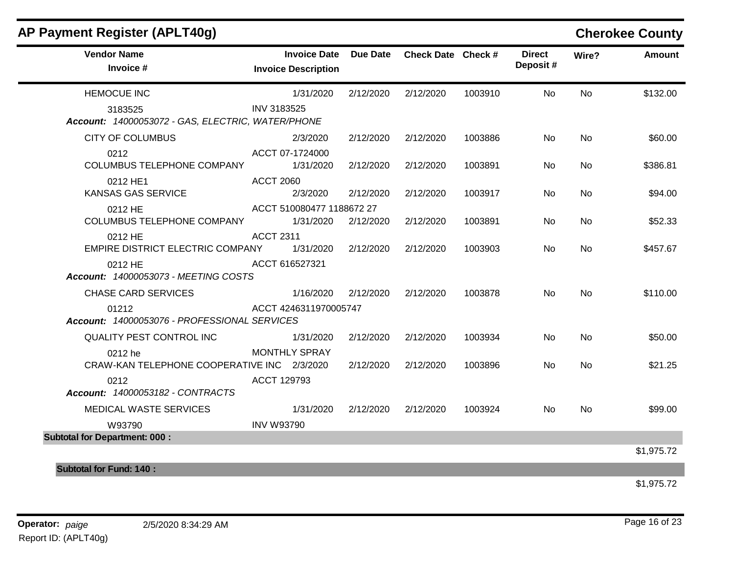## AP Payment Register (APLT40g)

**Cherokee County**

| Vendor Name / Invoice # | Invoice Date / Invoice Description | Due Date | Check Date | Check # | Direct Deposit # | Wire? | Amount |
|---|---|---|---|---|---|---|---|
| HEMOCUE INC | 1/31/2020 | 2/12/2020 | 2/12/2020 | 1003910 | No | No | $132.00 |
| 3183525 | INV 3183525 | | | | | | |
| ***Account:* 14000053072 - GAS, ELECTRIC, WATER/PHONE** | | | | | | | |
| CITY OF COLUMBUS | 2/3/2020 | 2/12/2020 | 2/12/2020 | 1003886 | No | No | $60.00 |
| 0212 | ACCT 07-1724000 | | | | | | |
| COLUMBUS TELEPHONE COMPANY | 1/31/2020 | 2/12/2020 | 2/12/2020 | 1003891 | No | No | $386.81 |
| 0212 HE1 | ACCT 2060 | | | | | | |
| KANSAS GAS SERVICE | 2/3/2020 | 2/12/2020 | 2/12/2020 | 1003917 | No | No | $94.00 |
| 0212 HE | ACCT 510080477 1188672 27 | | | | | | |
| COLUMBUS TELEPHONE COMPANY | 1/31/2020 | 2/12/2020 | 2/12/2020 | 1003891 | No | No | $52.33 |
| 0212 HE | ACCT 2311 | | | | | | |
| EMPIRE DISTRICT ELECTRIC COMPANY | 1/31/2020 | 2/12/2020 | 2/12/2020 | 1003903 | No | No | $457.67 |
| 0212 HE | ACCT 616527321 | | | | | | |
| ***Account:* 14000053073 - MEETING COSTS** | | | | | | | |
| CHASE CARD SERVICES | 1/16/2020 | 2/12/2020 | 2/12/2020 | 1003878 | No | No | $110.00 |
| 01212 | ACCT 4246311970005747 | | | | | | |
| ***Account:* 14000053076 - PROFESSIONAL SERVICES** | | | | | | | |
| QUALITY PEST CONTROL INC | 1/31/2020 | 2/12/2020 | 2/12/2020 | 1003934 | No | No | $50.00 |
| 0212 he | MONTHLY SPRAY | | | | | | |
| CRAW-KAN TELEPHONE COOPERATIVE INC | 2/3/2020 | 2/12/2020 | 2/12/2020 | 1003896 | No | No | $21.25 |
| 0212 | ACCT 129793 | | | | | | |
| ***Account:* 14000053182 - CONTRACTS** | | | | | | | |
| MEDICAL WASTE SERVICES | 1/31/2020 | 2/12/2020 | 2/12/2020 | 1003924 | No | No | $99.00 |
| W93790 | INV W93790 | | | | | | |
| **Subtotal for Department: 000 :** | | | | | | | $1,975.72 |
| **Subtotal for Fund: 140 :** | | | | | | | $1,975.72 |

**Operator:** *paige* 2/5/2020 8:34:29 AM

Report ID: (APLT40g)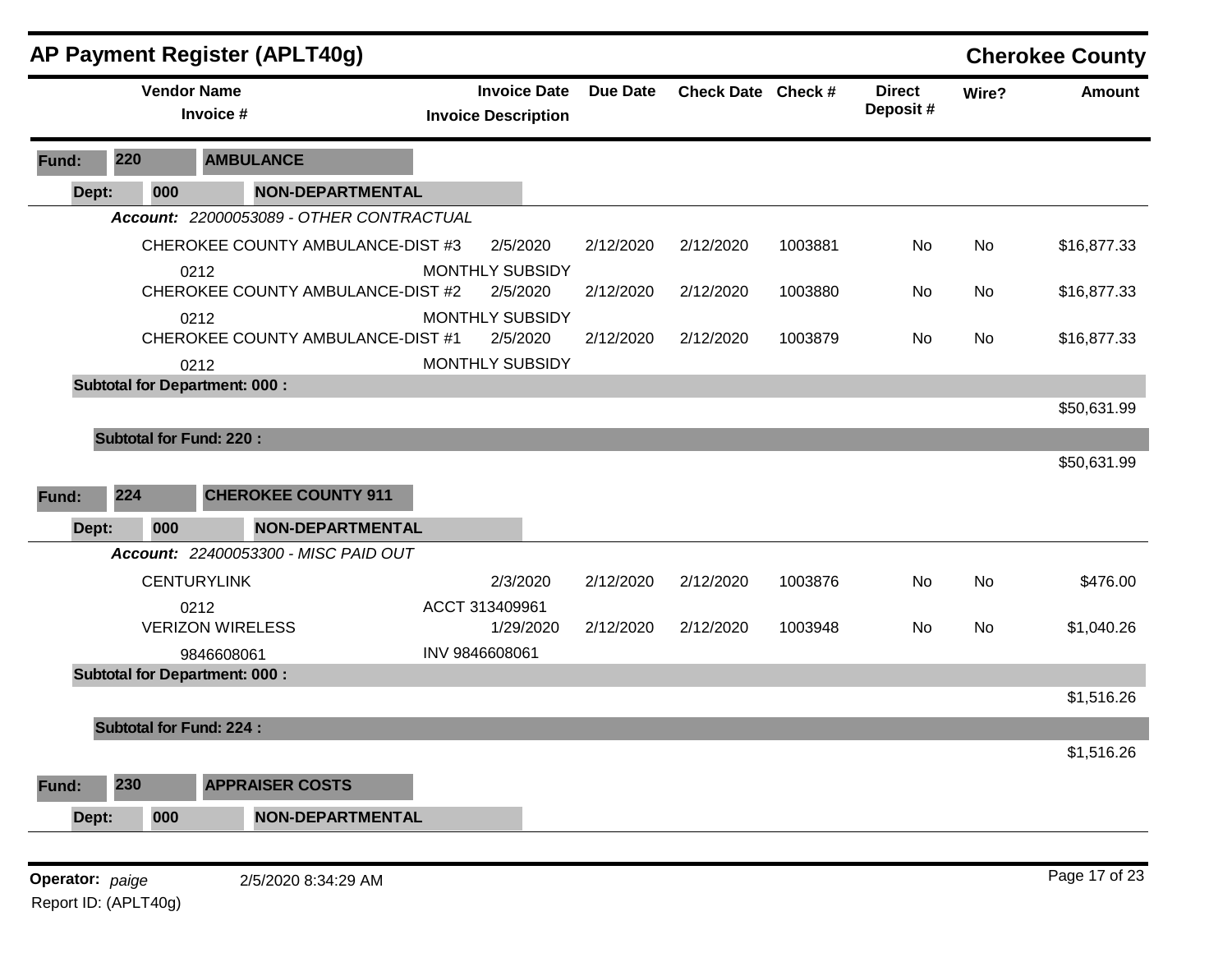## AP Payment Register (APLT40g)

**Cherokee County**

| Vendor Name / Invoice # | Invoice Date / Invoice Description | Due Date | Check Date | Check # | Direct Deposit # | Wire? | Amount |
|---|---|---|---|---|---|---|---|
| **Fund: 220 AMBULANCE** | | | | | | | |
| **Dept: 000 NON-DEPARTMENTAL** | | | | | | | |
| ***Account: 22000053089 - OTHER CONTRACTUAL*** | | | | | | | |
| CHEROKEE COUNTY AMBULANCE-DIST #3 | 2/5/2020 | 2/12/2020 | 2/12/2020 | 1003881 | No | No | $16,877.33 |
| 0212 | MONTHLY SUBSIDY | | | | | | |
| CHEROKEE COUNTY AMBULANCE-DIST #2 | 2/5/2020 | 2/12/2020 | 2/12/2020 | 1003880 | No | No | $16,877.33 |
| 0212 | MONTHLY SUBSIDY | | | | | | |
| CHEROKEE COUNTY AMBULANCE-DIST #1 | 2/5/2020 | 2/12/2020 | 2/12/2020 | 1003879 | No | No | $16,877.33 |
| 0212 | MONTHLY SUBSIDY | | | | | | |
| **Subtotal for Department: 000 :** | | | | | | | $50,631.99 |
| **Subtotal for Fund: 220 :** | | | | | | | $50,631.99 |
| **Fund: 224 CHEROKEE COUNTY 911** | | | | | | | |
| **Dept: 000 NON-DEPARTMENTAL** | | | | | | | |
| ***Account: 22400053300 - MISC PAID OUT*** | | | | | | | |
| CENTURYLINK | 2/3/2020 | 2/12/2020 | 2/12/2020 | 1003876 | No | No | $476.00 |
| 0212 | ACCT 313409961 | | | | | | |
| VERIZON WIRELESS | 1/29/2020 | 2/12/2020 | 2/12/2020 | 1003948 | No | No | $1,040.26 |
| 9846608061 | INV 9846608061 | | | | | | |
| **Subtotal for Department: 000 :** | | | | | | | $1,516.26 |
| **Subtotal for Fund: 224 :** | | | | | | | $1,516.26 |
| **Fund: 230 APPRAISER COSTS** | | | | | | | |
| **Dept: 000 NON-DEPARTMENTAL** | | | | | | | |

**Operator:** *paige* 2/5/2020 8:34:29 AM

Report ID: (APLT40g)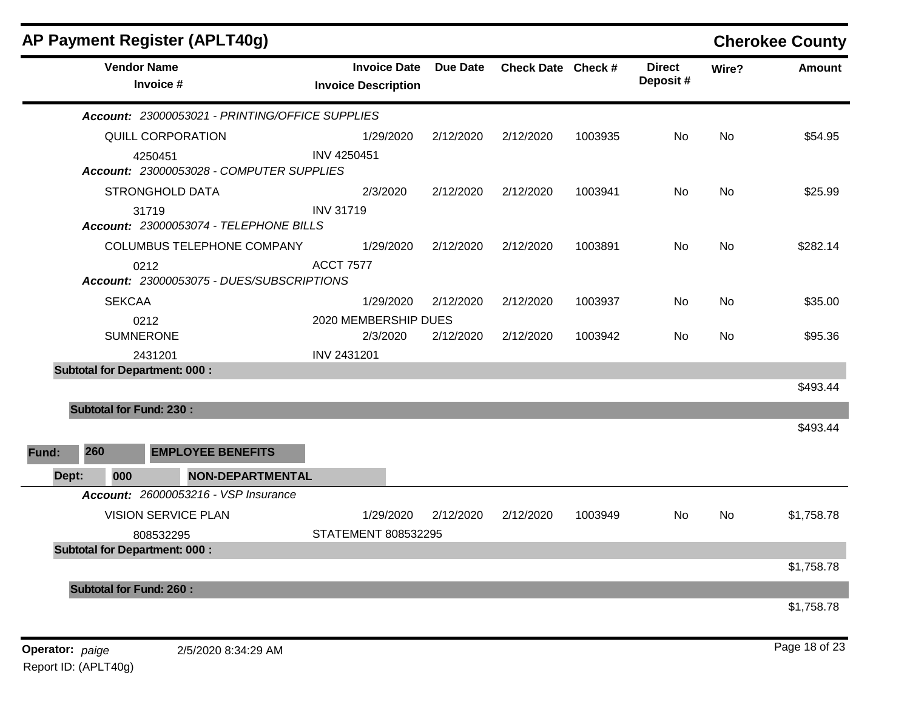## AP Payment Register (APLT40g)

**Cherokee County**

| Vendor Name / Invoice # | Invoice Date / Invoice Description | Due Date | Check Date | Check # | Direct Deposit # | Wire? | Amount |
|---|---|---|---|---|---|---|---|
| ***Account: 23000053021 - PRINTING/OFFICE SUPPLIES*** | | | | | | | |
| QUILL CORPORATION | 1/29/2020 | 2/12/2020 | 2/12/2020 | 1003935 | No | No | $54.95 |
| 4250451 | INV 4250451 | | | | | | |
| ***Account: 23000053028 - COMPUTER SUPPLIES*** | | | | | | | |
| STRONGHOLD DATA | 2/3/2020 | 2/12/2020 | 2/12/2020 | 1003941 | No | No | $25.99 |
| 31719 | INV 31719 | | | | | | |
| ***Account: 23000053074 - TELEPHONE BILLS*** | | | | | | | |
| COLUMBUS TELEPHONE COMPANY | 1/29/2020 | 2/12/2020 | 2/12/2020 | 1003891 | No | No | $282.14 |
| 0212 | ACCT 7577 | | | | | | |
| ***Account: 23000053075 - DUES/SUBSCRIPTIONS*** | | | | | | | |
| SEKCAA | 1/29/2020 | 2/12/2020 | 2/12/2020 | 1003937 | No | No | $35.00 |
| 0212 | 2020 MEMBERSHIP DUES | | | | | | |
| SUMNERONE | 2/3/2020 | 2/12/2020 | 2/12/2020 | 1003942 | No | No | $95.36 |
| 2431201 | INV 2431201 | | | | | | |
| **Subtotal for Department: 000 :** | | | | | | | $493.44 |
| **Subtotal for Fund: 230 :** | | | | | | | $493.44 |
| **Fund: 260 EMPLOYEE BENEFITS** | | | | | | | |
| **Dept: 000 NON-DEPARTMENTAL** | | | | | | | |
| ***Account: 26000053216 - VSP Insurance*** | | | | | | | |
| VISION SERVICE PLAN | 1/29/2020 | 2/12/2020 | 2/12/2020 | 1003949 | No | No | $1,758.78 |
| 808532295 | STATEMENT 808532295 | | | | | | |
| **Subtotal for Department: 000 :** | | | | | | | $1,758.78 |
| **Subtotal for Fund: 260 :** | | | | | | | $1,758.78 |

**Operator:** *paige* 2/5/2020 8:34:29 AM

Report ID: (APLT40g)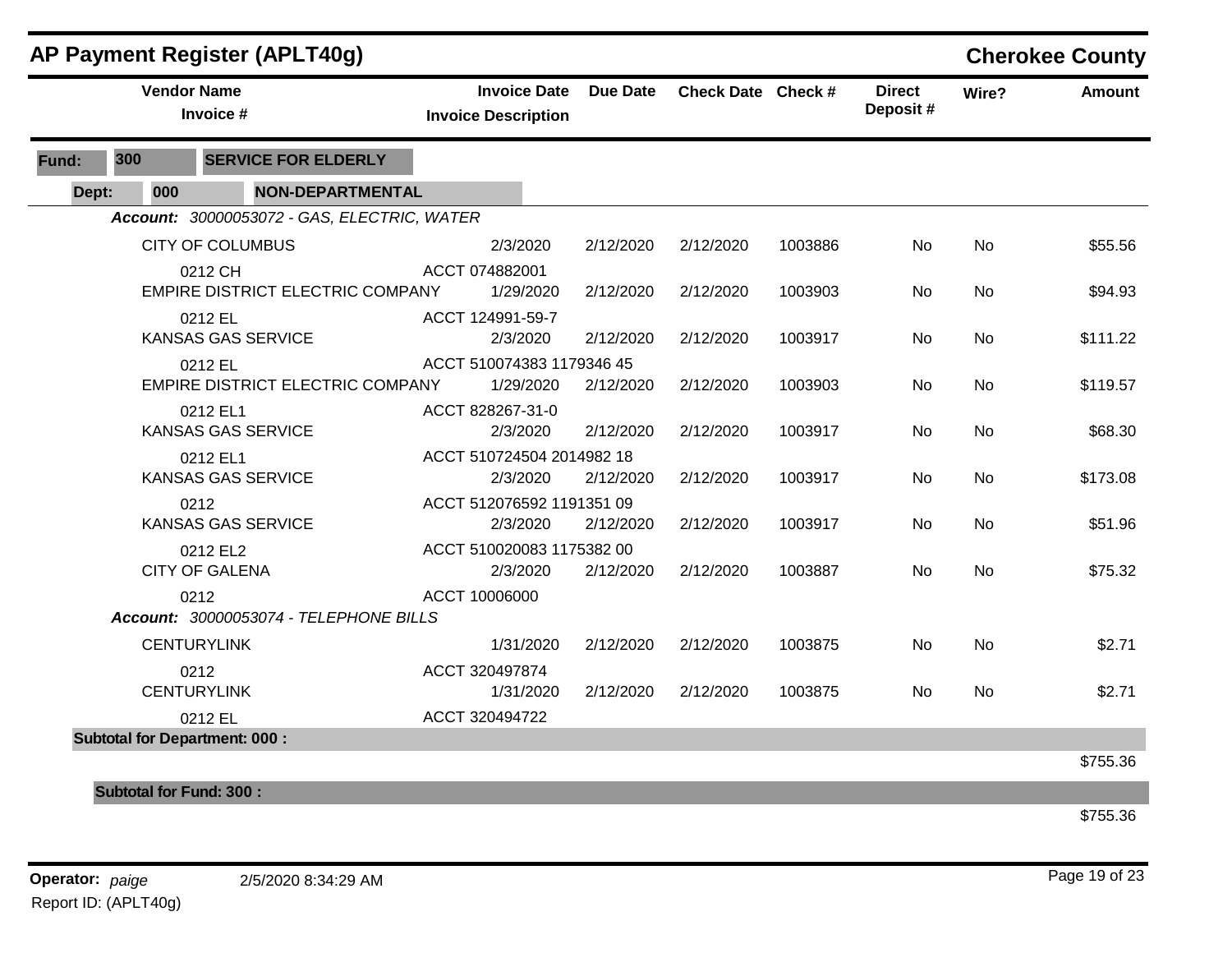# AP Payment Register (APLT40g)

**Cherokee County**

| Vendor Name / Invoice # | Invoice Date / Invoice Description | Due Date | Check Date | Check # | Direct Deposit # | Wire? | Amount |
|---|---|---|---|---|---|---|---|
| **Fund: 300 SERVICE FOR ELDERLY** | | | | | | | |
| **Dept: 000 NON-DEPARTMENTAL** | | | | | | | |
| ***Account: 30000053072 - GAS, ELECTRIC, WATER*** | | | | | | | |
| CITY OF COLUMBUS | 2/3/2020 | 2/12/2020 | 2/12/2020 | 1003886 | No | No | $55.56 |
| 0212 CH | ACCT 074882001 | | | | | | |
| EMPIRE DISTRICT ELECTRIC COMPANY | 1/29/2020 | 2/12/2020 | 2/12/2020 | 1003903 | No | No | $94.93 |
| 0212 EL | ACCT 124991-59-7 | | | | | | |
| KANSAS GAS SERVICE | 2/3/2020 | 2/12/2020 | 2/12/2020 | 1003917 | No | No | $111.22 |
| 0212 EL | ACCT 510074383 1179346 45 | | | | | | |
| EMPIRE DISTRICT ELECTRIC COMPANY | 1/29/2020 | 2/12/2020 | 2/12/2020 | 1003903 | No | No | $119.57 |
| 0212 EL1 | ACCT 828267-31-0 | | | | | | |
| KANSAS GAS SERVICE | 2/3/2020 | 2/12/2020 | 2/12/2020 | 1003917 | No | No | $68.30 |
| 0212 EL1 | ACCT 510724504 2014982 18 | | | | | | |
| KANSAS GAS SERVICE | 2/3/2020 | 2/12/2020 | 2/12/2020 | 1003917 | No | No | $173.08 |
| 0212 | ACCT 512076592 1191351 09 | | | | | | |
| KANSAS GAS SERVICE | 2/3/2020 | 2/12/2020 | 2/12/2020 | 1003917 | No | No | $51.96 |
| 0212 EL2 | ACCT 510020083 1175382 00 | | | | | | |
| CITY OF GALENA | 2/3/2020 | 2/12/2020 | 2/12/2020 | 1003887 | No | No | $75.32 |
| 0212 | ACCT 10006000 | | | | | | |
| ***Account: 30000053074 - TELEPHONE BILLS*** | | | | | | | |
| CENTURYLINK | 1/31/2020 | 2/12/2020 | 2/12/2020 | 1003875 | No | No | $2.71 |
| 0212 | ACCT 320497874 | | | | | | |
| CENTURYLINK | 1/31/2020 | 2/12/2020 | 2/12/2020 | 1003875 | No | No | $2.71 |
| 0212 EL | ACCT 320494722 | | | | | | |
| **Subtotal for Department: 000 :** | | | | | | | $755.36 |
| **Subtotal for Fund: 300 :** | | | | | | | $755.36 |

**Operator:** *paige* 2/5/2020 8:34:29 AM

Report ID: (APLT40g)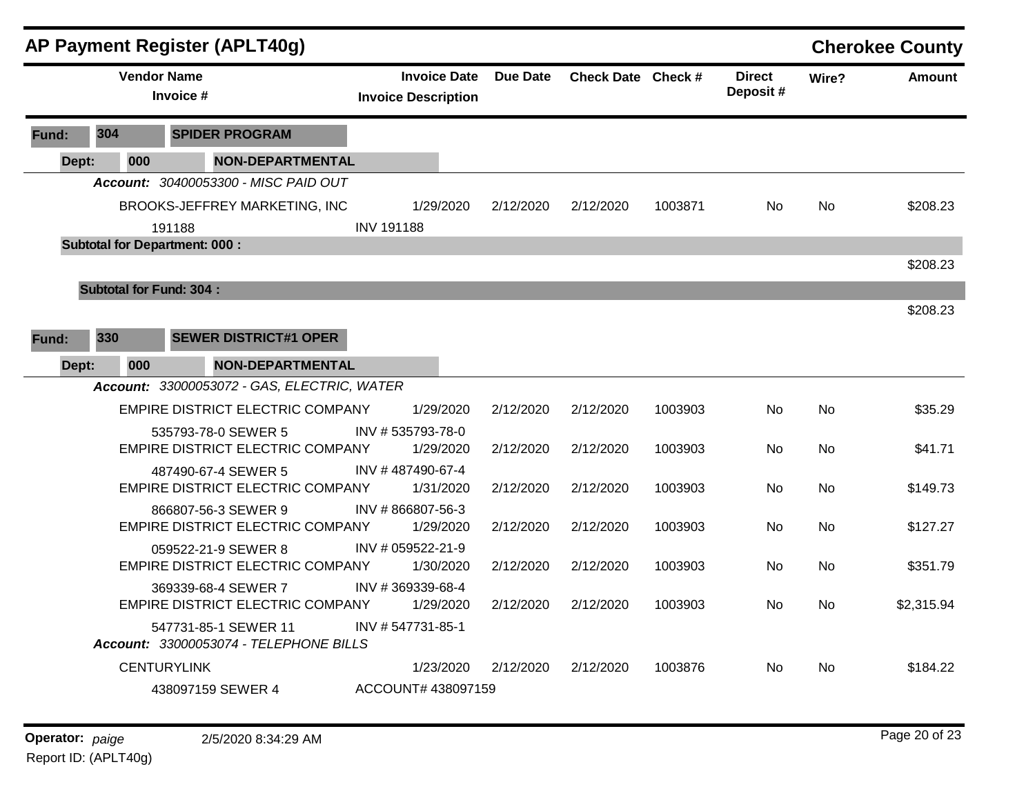# AP Payment Register (APLT40g)

**Cherokee County**

| Vendor Name / Invoice # | Invoice Date / Invoice Description | Due Date | Check Date | Check # | Direct Deposit # | Wire? | Amount |
|---|---|---|---|---|---|---|---|
| **Fund: 304 SPIDER PROGRAM** | | | | | | | |
| **Dept: 000 NON-DEPARTMENTAL** | | | | | | | |
| *Account: 30400053300 - MISC PAID OUT* | | | | | | | |
| BROOKS-JEFFREY MARKETING, INC | 1/29/2020 | 2/12/2020 | 2/12/2020 | 1003871 | No | No | $208.23 |
| 191188 | INV 191188 | | | | | | |
| **Subtotal for Department: 000 :** | | | | | | | $208.23 |
| **Subtotal for Fund: 304 :** | | | | | | | $208.23 |
| **Fund: 330 SEWER DISTRICT#1 OPER** | | | | | | | |
| **Dept: 000 NON-DEPARTMENTAL** | | | | | | | |
| *Account: 33000053072 - GAS, ELECTRIC, WATER* | | | | | | | |
| EMPIRE DISTRICT ELECTRIC COMPANY | 1/29/2020 | 2/12/2020 | 2/12/2020 | 1003903 | No | No | $35.29 |
| 535793-78-0 SEWER 5 | INV # 535793-78-0 | | | | | | |
| EMPIRE DISTRICT ELECTRIC COMPANY | 1/29/2020 | 2/12/2020 | 2/12/2020 | 1003903 | No | No | $41.71 |
| 487490-67-4 SEWER 5 | INV # 487490-67-4 | | | | | | |
| EMPIRE DISTRICT ELECTRIC COMPANY | 1/31/2020 | 2/12/2020 | 2/12/2020 | 1003903 | No | No | $149.73 |
| 866807-56-3 SEWER 9 | INV # 866807-56-3 | | | | | | |
| EMPIRE DISTRICT ELECTRIC COMPANY | 1/29/2020 | 2/12/2020 | 2/12/2020 | 1003903 | No | No | $127.27 |
| 059522-21-9 SEWER 8 | INV # 059522-21-9 | | | | | | |
| EMPIRE DISTRICT ELECTRIC COMPANY | 1/30/2020 | 2/12/2020 | 2/12/2020 | 1003903 | No | No | $351.79 |
| 369339-68-4 SEWER 7 | INV # 369339-68-4 | | | | | | |
| EMPIRE DISTRICT ELECTRIC COMPANY | 1/29/2020 | 2/12/2020 | 2/12/2020 | 1003903 | No | No | $2,315.94 |
| 547731-85-1 SEWER 11 | INV # 547731-85-1 | | | | | | |
| *Account: 33000053074 - TELEPHONE BILLS* | | | | | | | |
| CENTURYLINK | 1/23/2020 | 2/12/2020 | 2/12/2020 | 1003876 | No | No | $184.22 |
| 438097159 SEWER 4 | ACCOUNT# 438097159 | | | | | | |

**Operator:** *paige* 2/5/2020 8:34:29 AM

Report ID: (APLT40g)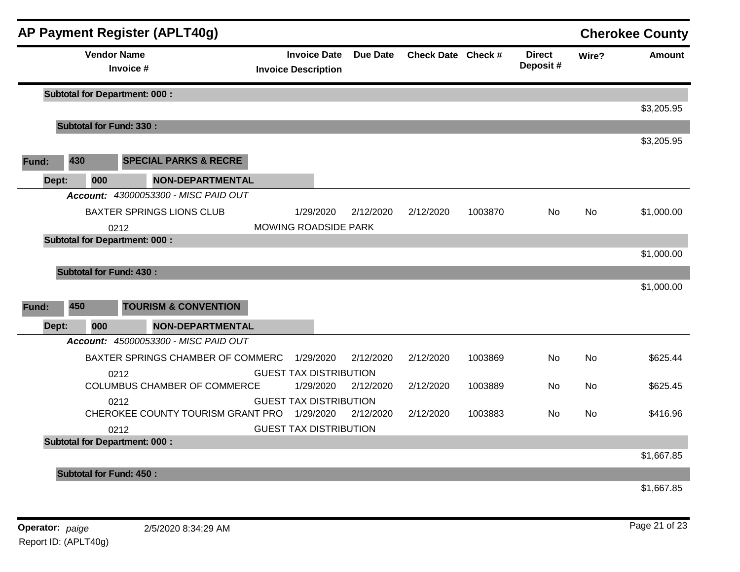## AP Payment Register (APLT40g)

**Cherokee County**

| Vendor Name / Invoice # | Invoice Date / Invoice Description | Due Date | Check Date | Check # | Direct Deposit # | Wire? | Amount |
|---|---|---|---|---|---|---|---|
| **Subtotal for Department: 000 :** | | | | | | | $3,205.95 |
| **Subtotal for Fund: 330 :** | | | | | | | $3,205.95 |
| **Fund: 430 SPECIAL PARKS & RECRE** | | | | | | | |
| **Dept: 000 NON-DEPARTMENTAL** | | | | | | | |
| ***Account:*** *43000053300 - MISC PAID OUT* | | | | | | | |
| BAXTER SPRINGS LIONS CLUB | 1/29/2020 | 2/12/2020 | 2/12/2020 | 1003870 | No | No | $1,000.00 |
| 0212 | MOWING ROADSIDE PARK | | | | | | |
| **Subtotal for Department: 000 :** | | | | | | | $1,000.00 |
| **Subtotal for Fund: 430 :** | | | | | | | $1,000.00 |
| **Fund: 450 TOURISM & CONVENTION** | | | | | | | |
| **Dept: 000 NON-DEPARTMENTAL** | | | | | | | |
| ***Account:*** *45000053300 - MISC PAID OUT* | | | | | | | |
| BAXTER SPRINGS CHAMBER OF COMMERC | 1/29/2020 | 2/12/2020 | 2/12/2020 | 1003869 | No | No | $625.44 |
| 0212 | GUEST TAX DISTRIBUTION | | | | | | |
| COLUMBUS CHAMBER OF COMMERCE | 1/29/2020 | 2/12/2020 | 2/12/2020 | 1003889 | No | No | $625.45 |
| 0212 | GUEST TAX DISTRIBUTION | | | | | | |
| CHEROKEE COUNTY TOURISM GRANT PRO | 1/29/2020 | 2/12/2020 | 2/12/2020 | 1003883 | No | No | $416.96 |
| 0212 | GUEST TAX DISTRIBUTION | | | | | | |
| **Subtotal for Department: 000 :** | | | | | | | $1,667.85 |
| **Subtotal for Fund: 450 :** | | | | | | | $1,667.85 |

**Operator:** *paige* 2/5/2020 8:34:29 AM

Report ID: (APLT40g)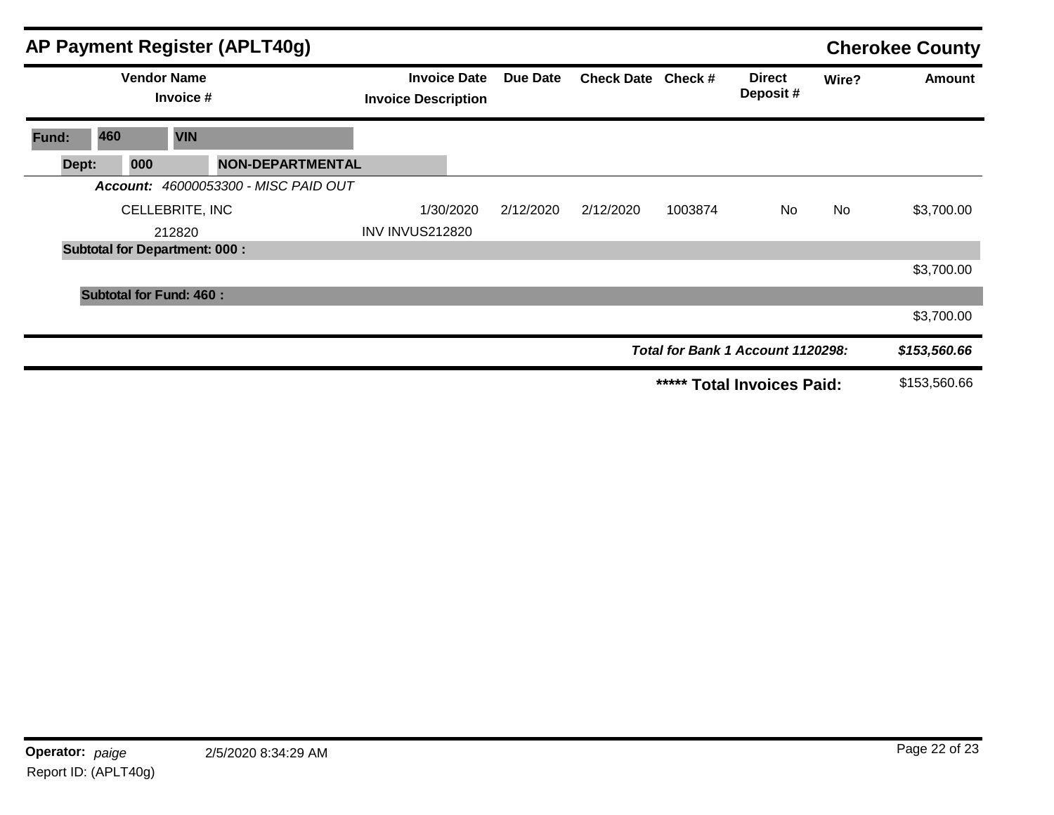# AP Payment Register (APLT40g)

**Cherokee County**

| Vendor Name / Invoice # | Invoice Date / Invoice Description | Due Date | Check Date | Check # | Direct Deposit # | Wire? | Amount |
|---|---|---|---|---|---|---|---|
| **Fund: 460 VIN** | | | | | | | |
| **Dept: 000 NON-DEPARTMENTAL** | | | | | | | |
| ***Account:*** *46000053300 - MISC PAID OUT* | | | | | | | |
| CELLEBRITE, INC | 1/30/2020 | 2/12/2020 | 2/12/2020 | 1003874 | No | No | $3,700.00 |
| 212820 | INV INVUS212820 | | | | | | |
| **Subtotal for Department: 000 :** | | | | | | | $3,700.00 |
| **Subtotal for Fund: 460 :** | | | | | | | $3,700.00 |
| | | | | | ***Total for Bank 1 Account 1120298:*** | | ***$153,560.66*** |
| | | | | | **\*\*\*\*\* Total Invoices Paid:** | | $153,560.66 |

**Operator:** *paige* 2/5/2020 8:34:29 AM

Report ID: (APLT40g)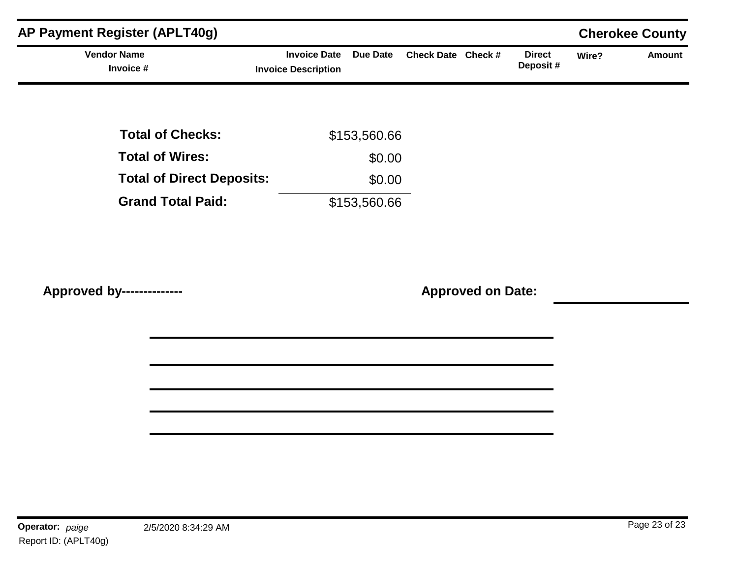## AP Payment Register (APLT40g)

**Cherokee County**

| Vendor Name / Invoice # | Invoice Date / Invoice Description | Due Date | Check Date | Check # | Direct Deposit # | Wire? | Amount |
|---|---|---|---|---|---|---|---|

| | |
|---|---|
| **Total of Checks:** | $153,560.66 |
| **Total of Wires:** | $0.00 |
| **Total of Direct Deposits:** | $0.00 |
| **Grand Total Paid:** | $153,560.66 |

**Approved by--------------**

**Approved on Date:** ____________________

____________________________________________________________

____________________________________________________________

____________________________________________________________

____________________________________________________________

____________________________________________________________

**Operator:** *paige* 2/5/2020 8:34:29 AM

Report ID: (APLT40g)